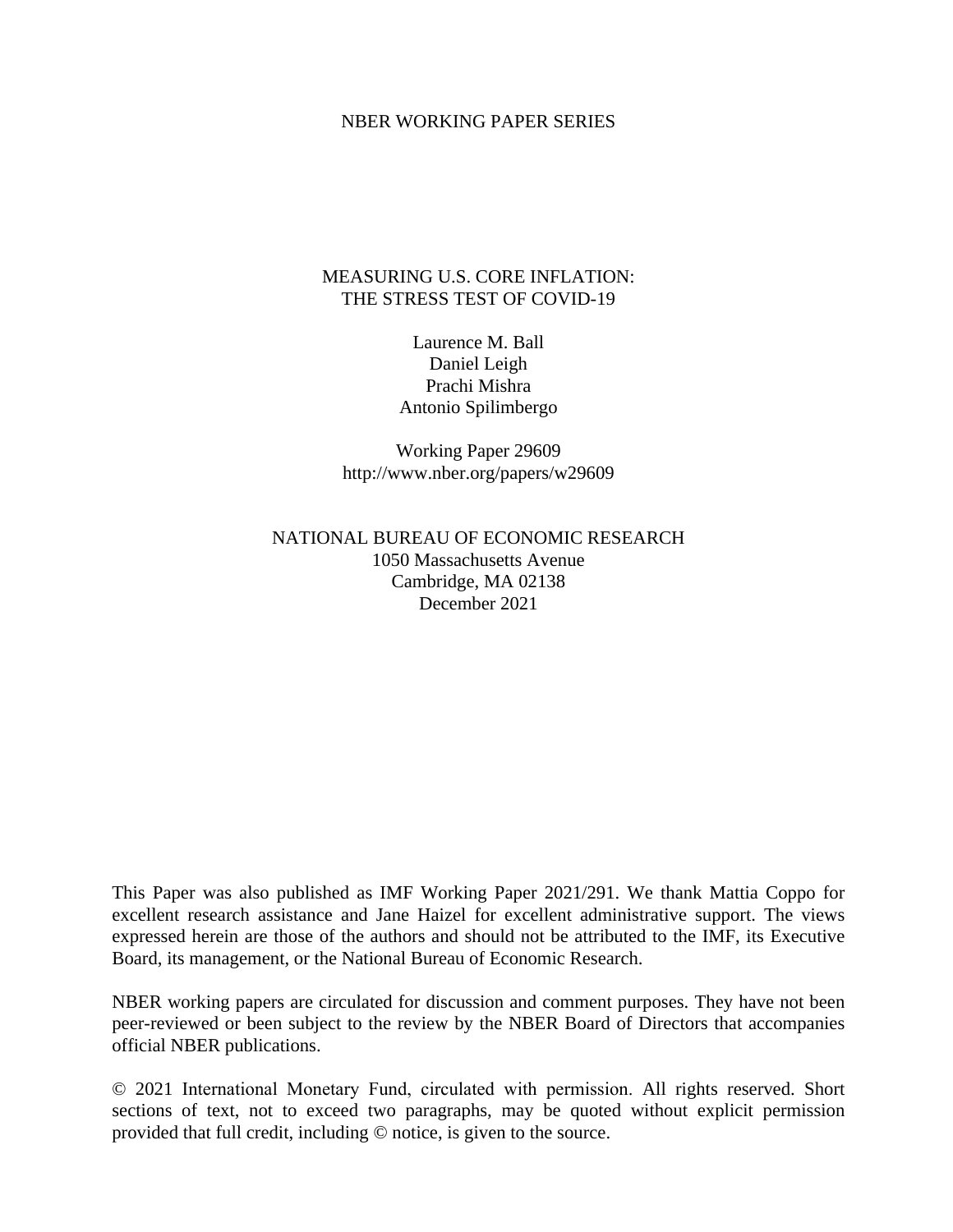NBER WORKING PAPER SERIES

# MEASURING U.S. CORE INFLATION: THE STRESS TEST OF COVID-19

Laurence M. Ball
Daniel Leigh
Prachi Mishra
Antonio Spilimbergo

Working Paper 29609
http://www.nber.org/papers/w29609

NATIONAL BUREAU OF ECONOMIC RESEARCH
1050 Massachusetts Avenue
Cambridge, MA 02138
December 2021

This Paper was also published as IMF Working Paper 2021/291. We thank Mattia Coppo for excellent research assistance and Jane Haizel for excellent administrative support. The views expressed herein are those of the authors and should not be attributed to the IMF, its Executive Board, its management, or the National Bureau of Economic Research.

NBER working papers are circulated for discussion and comment purposes. They have not been peer-reviewed or been subject to the review by the NBER Board of Directors that accompanies official NBER publications.

© 2021 International Monetary Fund, circulated with permission. All rights reserved. Short sections of text, not to exceed two paragraphs, may be quoted without explicit permission provided that full credit, including © notice, is given to the source.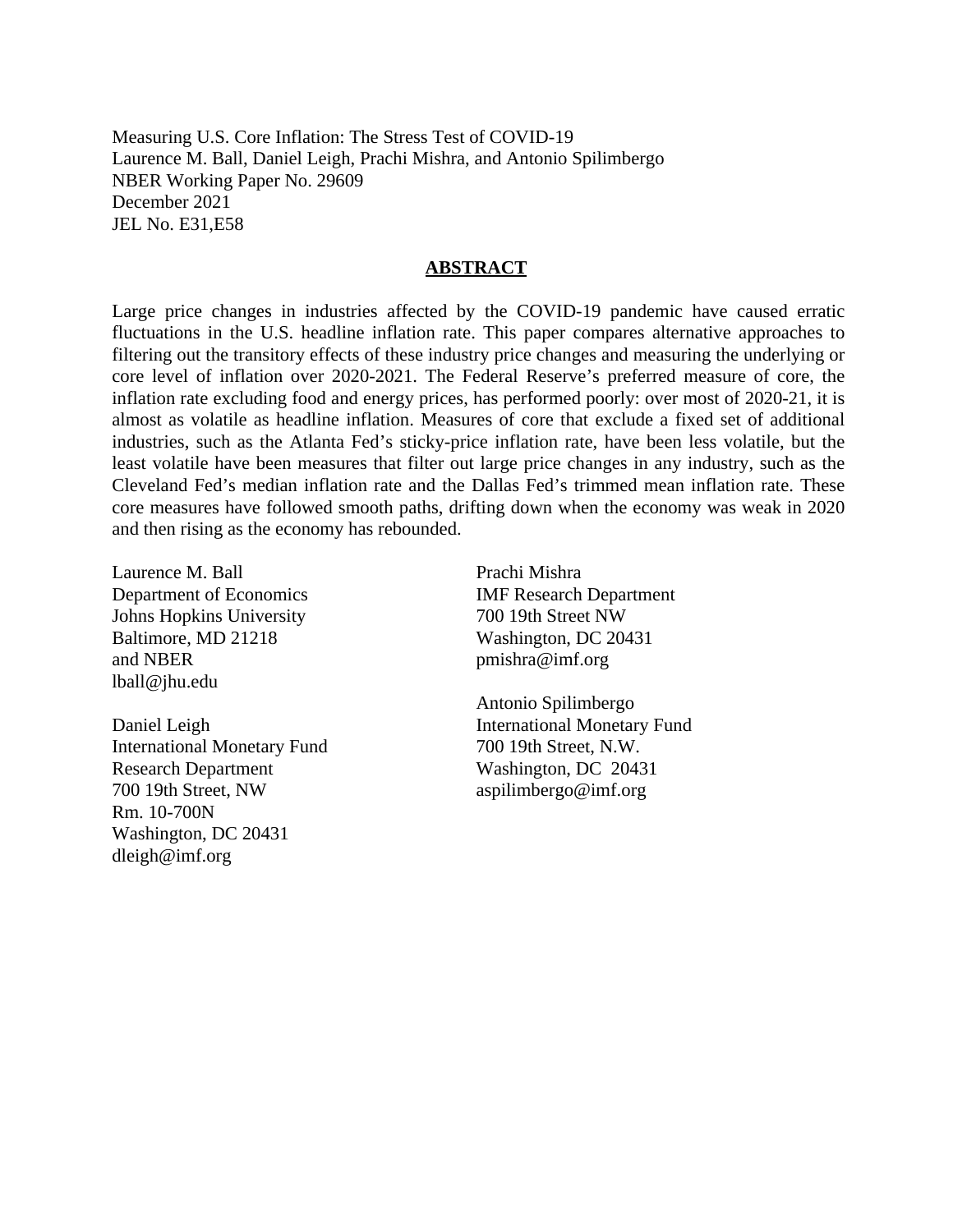Measuring U.S. Core Inflation: The Stress Test of COVID-19
Laurence M. Ball, Daniel Leigh, Prachi Mishra, and Antonio Spilimbergo
NBER Working Paper No. 29609
December 2021
JEL No. E31,E58

## ABSTRACT

Large price changes in industries affected by the COVID-19 pandemic have caused erratic fluctuations in the U.S. headline inflation rate. This paper compares alternative approaches to filtering out the transitory effects of these industry price changes and measuring the underlying or core level of inflation over 2020-2021. The Federal Reserve's preferred measure of core, the inflation rate excluding food and energy prices, has performed poorly: over most of 2020-21, it is almost as volatile as headline inflation. Measures of core that exclude a fixed set of additional industries, such as the Atlanta Fed's sticky-price inflation rate, have been less volatile, but the least volatile have been measures that filter out large price changes in any industry, such as the Cleveland Fed's median inflation rate and the Dallas Fed's trimmed mean inflation rate. These core measures have followed smooth paths, drifting down when the economy was weak in 2020 and then rising as the economy has rebounded.

Laurence M. Ball
Department of Economics
Johns Hopkins University
Baltimore, MD 21218
and NBER
lball@jhu.edu

Daniel Leigh
International Monetary Fund
Research Department
700 19th Street, NW
Rm. 10-700N
Washington, DC 20431
dleigh@imf.org

Prachi Mishra
IMF Research Department
700 19th Street NW
Washington, DC 20431
pmishra@imf.org

Antonio Spilimbergo
International Monetary Fund
700 19th Street, N.W.
Washington, DC 20431
aspilimbergo@imf.org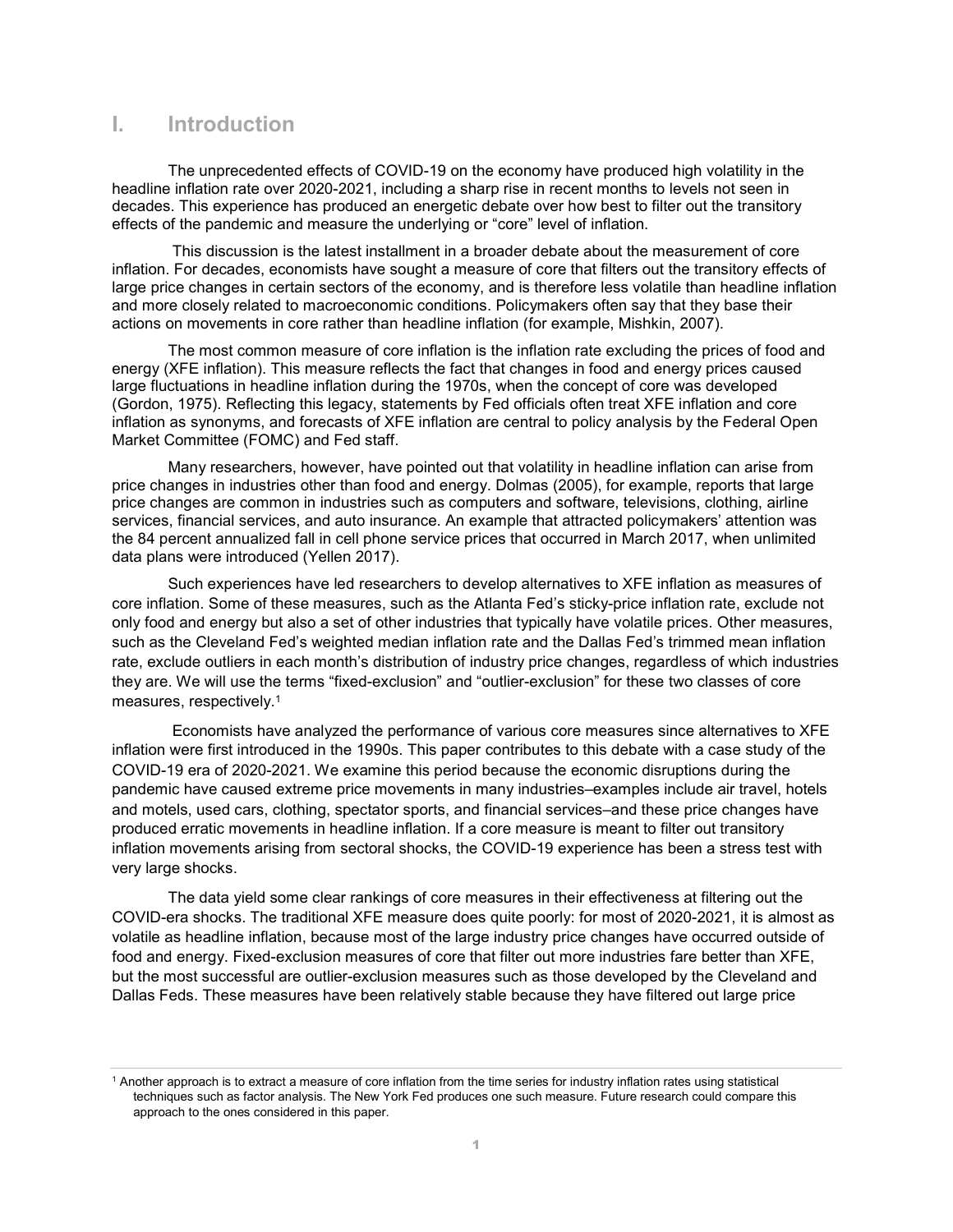# I. Introduction

The unprecedented effects of COVID-19 on the economy have produced high volatility in the headline inflation rate over 2020-2021, including a sharp rise in recent months to levels not seen in decades. This experience has produced an energetic debate over how best to filter out the transitory effects of the pandemic and measure the underlying or "core" level of inflation.

This discussion is the latest installment in a broader debate about the measurement of core inflation. For decades, economists have sought a measure of core that filters out the transitory effects of large price changes in certain sectors of the economy, and is therefore less volatile than headline inflation and more closely related to macroeconomic conditions. Policymakers often say that they base their actions on movements in core rather than headline inflation (for example, Mishkin, 2007).

The most common measure of core inflation is the inflation rate excluding the prices of food and energy (XFE inflation). This measure reflects the fact that changes in food and energy prices caused large fluctuations in headline inflation during the 1970s, when the concept of core was developed (Gordon, 1975). Reflecting this legacy, statements by Fed officials often treat XFE inflation and core inflation as synonyms, and forecasts of XFE inflation are central to policy analysis by the Federal Open Market Committee (FOMC) and Fed staff.

Many researchers, however, have pointed out that volatility in headline inflation can arise from price changes in industries other than food and energy. Dolmas (2005), for example, reports that large price changes are common in industries such as computers and software, televisions, clothing, airline services, financial services, and auto insurance. An example that attracted policymakers' attention was the 84 percent annualized fall in cell phone service prices that occurred in March 2017, when unlimited data plans were introduced (Yellen 2017).

Such experiences have led researchers to develop alternatives to XFE inflation as measures of core inflation. Some of these measures, such as the Atlanta Fed's sticky-price inflation rate, exclude not only food and energy but also a set of other industries that typically have volatile prices. Other measures, such as the Cleveland Fed's weighted median inflation rate and the Dallas Fed's trimmed mean inflation rate, exclude outliers in each month's distribution of industry price changes, regardless of which industries they are. We will use the terms "fixed-exclusion" and "outlier-exclusion" for these two classes of core measures, respectively.[1]

Economists have analyzed the performance of various core measures since alternatives to XFE inflation were first introduced in the 1990s. This paper contributes to this debate with a case study of the COVID-19 era of 2020-2021. We examine this period because the economic disruptions during the pandemic have caused extreme price movements in many industries–examples include air travel, hotels and motels, used cars, clothing, spectator sports, and financial services–and these price changes have produced erratic movements in headline inflation. If a core measure is meant to filter out transitory inflation movements arising from sectoral shocks, the COVID-19 experience has been a stress test with very large shocks.

The data yield some clear rankings of core measures in their effectiveness at filtering out the COVID-era shocks. The traditional XFE measure does quite poorly: for most of 2020-2021, it is almost as volatile as headline inflation, because most of the large industry price changes have occurred outside of food and energy. Fixed-exclusion measures of core that filter out more industries fare better than XFE, but the most successful are outlier-exclusion measures such as those developed by the Cleveland and Dallas Feds. These measures have been relatively stable because they have filtered out large price

[1] Another approach is to extract a measure of core inflation from the time series for industry inflation rates using statistical techniques such as factor analysis. The New York Fed produces one such measure. Future research could compare this approach to the ones considered in this paper.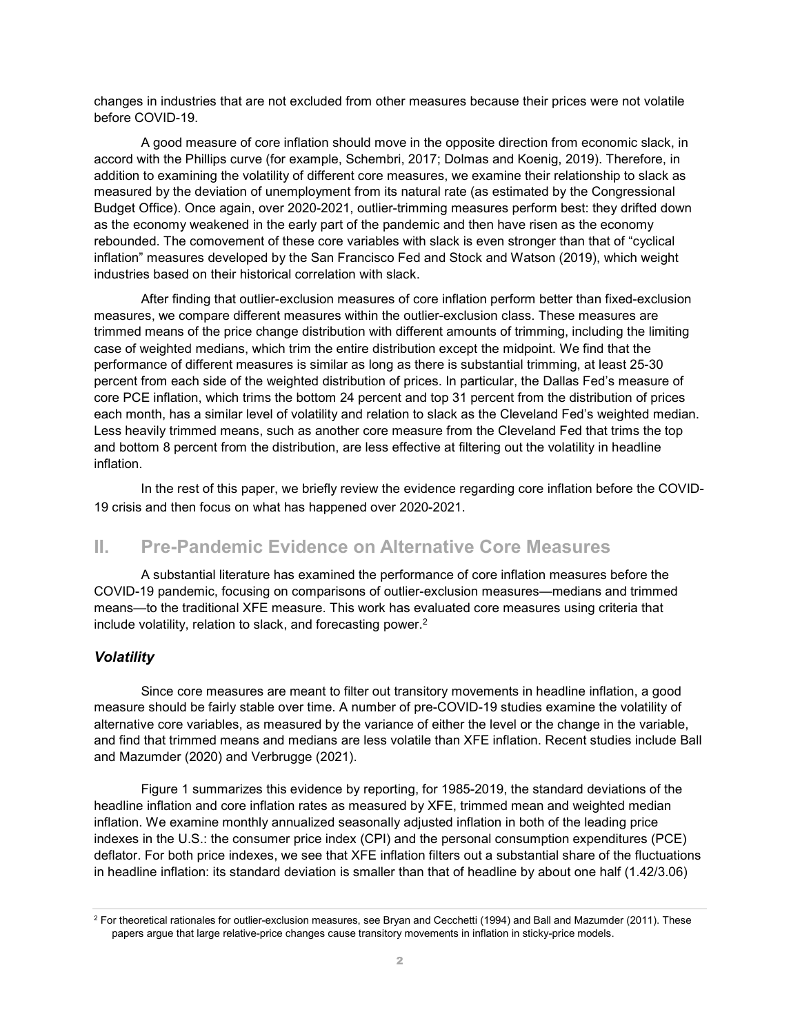changes in industries that are not excluded from other measures because their prices were not volatile before COVID-19.

A good measure of core inflation should move in the opposite direction from economic slack, in accord with the Phillips curve (for example, Schembri, 2017; Dolmas and Koenig, 2019). Therefore, in addition to examining the volatility of different core measures, we examine their relationship to slack as measured by the deviation of unemployment from its natural rate (as estimated by the Congressional Budget Office). Once again, over 2020-2021, outlier-trimming measures perform best: they drifted down as the economy weakened in the early part of the pandemic and then have risen as the economy rebounded. The comovement of these core variables with slack is even stronger than that of "cyclical inflation" measures developed by the San Francisco Fed and Stock and Watson (2019), which weight industries based on their historical correlation with slack.

After finding that outlier-exclusion measures of core inflation perform better than fixed-exclusion measures, we compare different measures within the outlier-exclusion class. These measures are trimmed means of the price change distribution with different amounts of trimming, including the limiting case of weighted medians, which trim the entire distribution except the midpoint. We find that the performance of different measures is similar as long as there is substantial trimming, at least 25-30 percent from each side of the weighted distribution of prices. In particular, the Dallas Fed's measure of core PCE inflation, which trims the bottom 24 percent and top 31 percent from the distribution of prices each month, has a similar level of volatility and relation to slack as the Cleveland Fed's weighted median. Less heavily trimmed means, such as another core measure from the Cleveland Fed that trims the top and bottom 8 percent from the distribution, are less effective at filtering out the volatility in headline inflation.

In the rest of this paper, we briefly review the evidence regarding core inflation before the COVID-19 crisis and then focus on what has happened over 2020-2021.

## II. Pre-Pandemic Evidence on Alternative Core Measures

A substantial literature has examined the performance of core inflation measures before the COVID-19 pandemic, focusing on comparisons of outlier-exclusion measures—medians and trimmed means—to the traditional XFE measure. This work has evaluated core measures using criteria that include volatility, relation to slack, and forecasting power.[2]

### *Volatility*

Since core measures are meant to filter out transitory movements in headline inflation, a good measure should be fairly stable over time. A number of pre-COVID-19 studies examine the volatility of alternative core variables, as measured by the variance of either the level or the change in the variable, and find that trimmed means and medians are less volatile than XFE inflation. Recent studies include Ball and Mazumder (2020) and Verbrugge (2021).

Figure 1 summarizes this evidence by reporting, for 1985-2019, the standard deviations of the headline inflation and core inflation rates as measured by XFE, trimmed mean and weighted median inflation. We examine monthly annualized seasonally adjusted inflation in both of the leading price indexes in the U.S.: the consumer price index (CPI) and the personal consumption expenditures (PCE) deflator. For both price indexes, we see that XFE inflation filters out a substantial share of the fluctuations in headline inflation: its standard deviation is smaller than that of headline by about one half (1.42/3.06)

[2] For theoretical rationales for outlier-exclusion measures, see Bryan and Cecchetti (1994) and Ball and Mazumder (2011). These papers argue that large relative-price changes cause transitory movements in inflation in sticky-price models.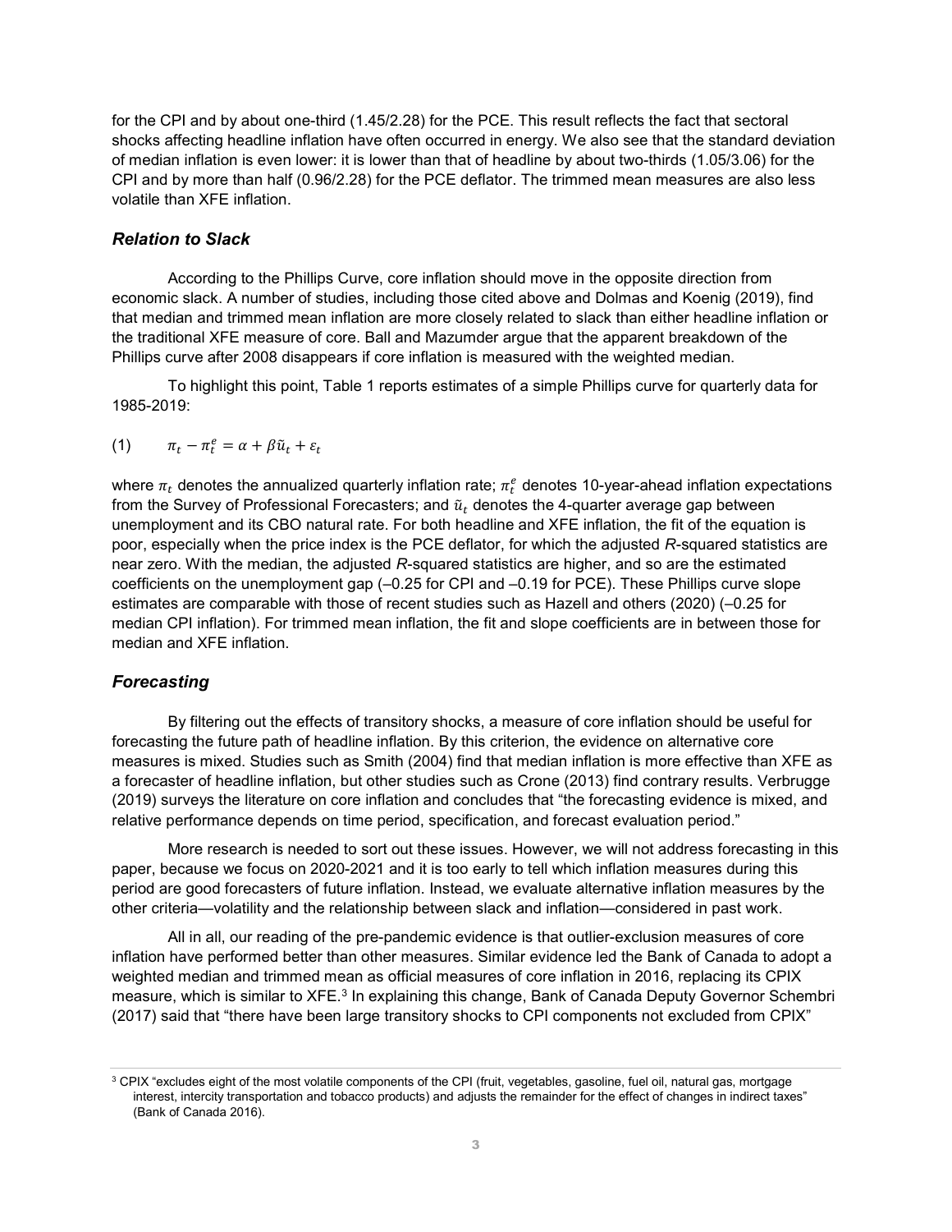for the CPI and by about one-third (1.45/2.28) for the PCE. This result reflects the fact that sectoral shocks affecting headline inflation have often occurred in energy. We also see that the standard deviation of median inflation is even lower: it is lower than that of headline by about two-thirds (1.05/3.06) for the CPI and by more than half (0.96/2.28) for the PCE deflator. The trimmed mean measures are also less volatile than XFE inflation.

### *Relation to Slack*

According to the Phillips Curve, core inflation should move in the opposite direction from economic slack. A number of studies, including those cited above and Dolmas and Koenig (2019), find that median and trimmed mean inflation are more closely related to slack than either headline inflation or the traditional XFE measure of core. Ball and Mazumder argue that the apparent breakdown of the Phillips curve after 2008 disappears if core inflation is measured with the weighted median.

To highlight this point, Table 1 reports estimates of a simple Phillips curve for quarterly data for 1985-2019:

$$(1) \qquad \pi_t - \pi_t^e = \alpha + \beta \tilde{u}_t + \varepsilon_t$$

where $\pi_t$ denotes the annualized quarterly inflation rate; $\pi_t^e$ denotes 10-year-ahead inflation expectations from the Survey of Professional Forecasters; and $\tilde{u}_t$ denotes the 4-quarter average gap between unemployment and its CBO natural rate. For both headline and XFE inflation, the fit of the equation is poor, especially when the price index is the PCE deflator, for which the adjusted *R*-squared statistics are near zero. With the median, the adjusted *R*-squared statistics are higher, and so are the estimated coefficients on the unemployment gap (–0.25 for CPI and –0.19 for PCE). These Phillips curve slope estimates are comparable with those of recent studies such as Hazell and others (2020) (–0.25 for median CPI inflation). For trimmed mean inflation, the fit and slope coefficients are in between those for median and XFE inflation.

### *Forecasting*

By filtering out the effects of transitory shocks, a measure of core inflation should be useful for forecasting the future path of headline inflation. By this criterion, the evidence on alternative core measures is mixed. Studies such as Smith (2004) find that median inflation is more effective than XFE as a forecaster of headline inflation, but other studies such as Crone (2013) find contrary results. Verbrugge (2019) surveys the literature on core inflation and concludes that "the forecasting evidence is mixed, and relative performance depends on time period, specification, and forecast evaluation period."

More research is needed to sort out these issues. However, we will not address forecasting in this paper, because we focus on 2020-2021 and it is too early to tell which inflation measures during this period are good forecasters of future inflation. Instead, we evaluate alternative inflation measures by the other criteria—volatility and the relationship between slack and inflation—considered in past work.

All in all, our reading of the pre-pandemic evidence is that outlier-exclusion measures of core inflation have performed better than other measures. Similar evidence led the Bank of Canada to adopt a weighted median and trimmed mean as official measures of core inflation in 2016, replacing its CPIX measure, which is similar to XFE.[3] In explaining this change, Bank of Canada Deputy Governor Schembri (2017) said that "there have been large transitory shocks to CPI components not excluded from CPIX"

[3] CPIX "excludes eight of the most volatile components of the CPI (fruit, vegetables, gasoline, fuel oil, natural gas, mortgage interest, intercity transportation and tobacco products) and adjusts the remainder for the effect of changes in indirect taxes" (Bank of Canada 2016).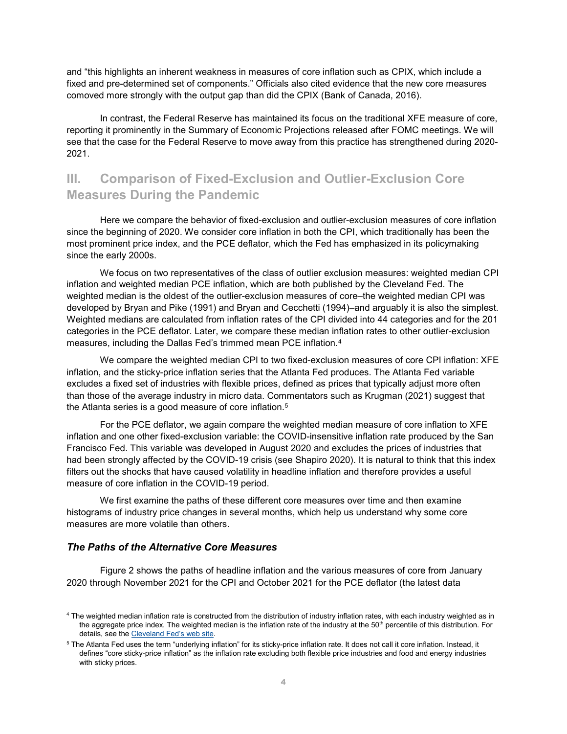and "this highlights an inherent weakness in measures of core inflation such as CPIX, which include a fixed and pre-determined set of components." Officials also cited evidence that the new core measures comoved more strongly with the output gap than did the CPIX (Bank of Canada, 2016).

In contrast, the Federal Reserve has maintained its focus on the traditional XFE measure of core, reporting it prominently in the Summary of Economic Projections released after FOMC meetings. We will see that the case for the Federal Reserve to move away from this practice has strengthened during 2020-2021.

## III. Comparison of Fixed-Exclusion and Outlier-Exclusion Core Measures During the Pandemic

Here we compare the behavior of fixed-exclusion and outlier-exclusion measures of core inflation since the beginning of 2020. We consider core inflation in both the CPI, which traditionally has been the most prominent price index, and the PCE deflator, which the Fed has emphasized in its policymaking since the early 2000s.

We focus on two representatives of the class of outlier exclusion measures: weighted median CPI inflation and weighted median PCE inflation, which are both published by the Cleveland Fed. The weighted median is the oldest of the outlier-exclusion measures of core–the weighted median CPI was developed by Bryan and Pike (1991) and Bryan and Cecchetti (1994)–and arguably it is also the simplest. Weighted medians are calculated from inflation rates of the CPI divided into 44 categories and for the 201 categories in the PCE deflator. Later, we compare these median inflation rates to other outlier-exclusion measures, including the Dallas Fed's trimmed mean PCE inflation.[4]

We compare the weighted median CPI to two fixed-exclusion measures of core CPI inflation: XFE inflation, and the sticky-price inflation series that the Atlanta Fed produces. The Atlanta Fed variable excludes a fixed set of industries with flexible prices, defined as prices that typically adjust more often than those of the average industry in micro data. Commentators such as Krugman (2021) suggest that the Atlanta series is a good measure of core inflation.[5]

For the PCE deflator, we again compare the weighted median measure of core inflation to XFE inflation and one other fixed-exclusion variable: the COVID-insensitive inflation rate produced by the San Francisco Fed. This variable was developed in August 2020 and excludes the prices of industries that had been strongly affected by the COVID-19 crisis (see Shapiro 2020). It is natural to think that this index filters out the shocks that have caused volatility in headline inflation and therefore provides a useful measure of core inflation in the COVID-19 period.

We first examine the paths of these different core measures over time and then examine histograms of industry price changes in several months, which help us understand why some core measures are more volatile than others.

### *The Paths of the Alternative Core Measures*

Figure 2 shows the paths of headline inflation and the various measures of core from January 2020 through November 2021 for the CPI and October 2021 for the PCE deflator (the latest data

---

[4] The weighted median inflation rate is constructed from the distribution of industry inflation rates, with each industry weighted as in the aggregate price index. The weighted median is the inflation rate of the industry at the 50th percentile of this distribution. For details, see the Cleveland Fed's web site.

[5] The Atlanta Fed uses the term "underlying inflation" for its sticky-price inflation rate. It does not call it core inflation. Instead, it defines "core sticky-price inflation" as the inflation rate excluding both flexible price industries and food and energy industries with sticky prices.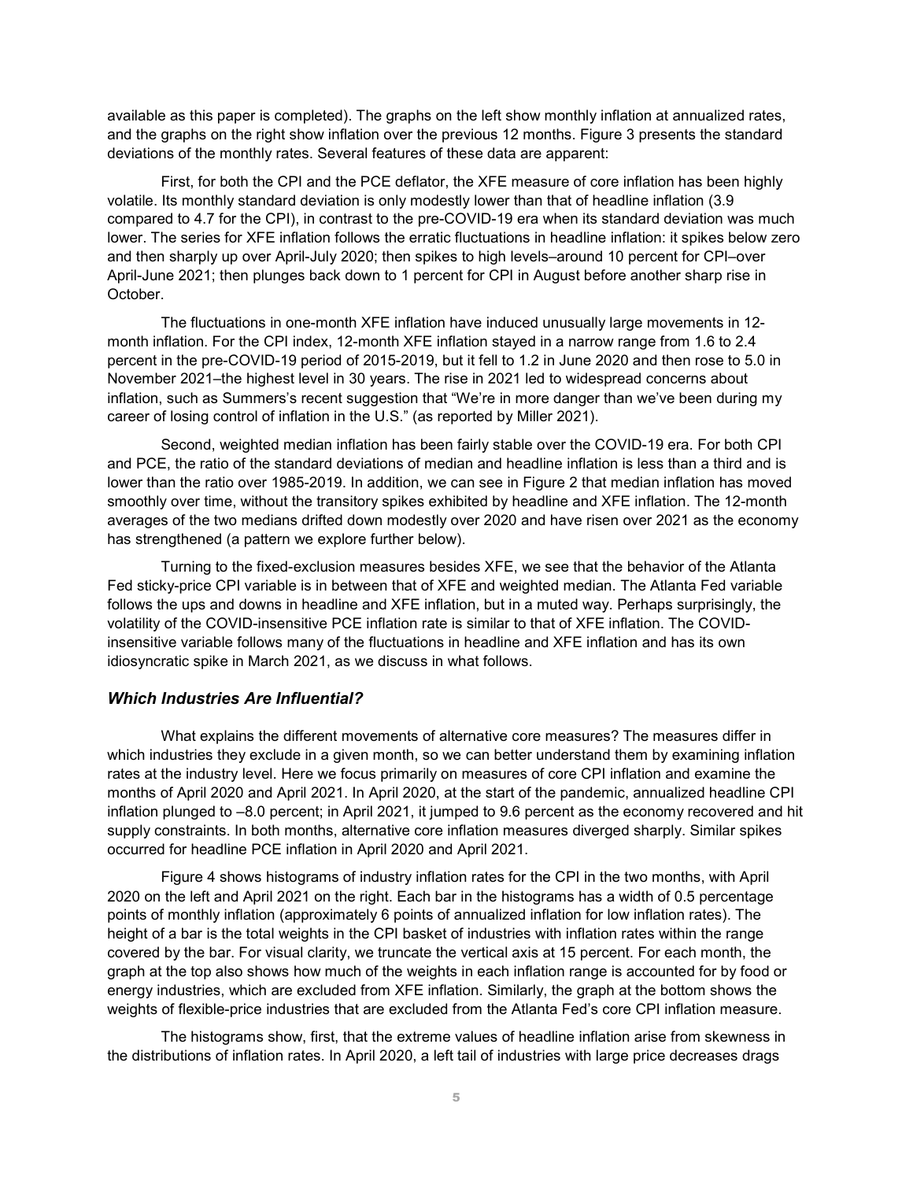available as this paper is completed). The graphs on the left show monthly inflation at annualized rates, and the graphs on the right show inflation over the previous 12 months. Figure 3 presents the standard deviations of the monthly rates. Several features of these data are apparent:

First, for both the CPI and the PCE deflator, the XFE measure of core inflation has been highly volatile. Its monthly standard deviation is only modestly lower than that of headline inflation (3.9 compared to 4.7 for the CPI), in contrast to the pre-COVID-19 era when its standard deviation was much lower. The series for XFE inflation follows the erratic fluctuations in headline inflation: it spikes below zero and then sharply up over April-July 2020; then spikes to high levels–around 10 percent for CPI–over April-June 2021; then plunges back down to 1 percent for CPI in August before another sharp rise in October.

The fluctuations in one-month XFE inflation have induced unusually large movements in 12-month inflation. For the CPI index, 12-month XFE inflation stayed in a narrow range from 1.6 to 2.4 percent in the pre-COVID-19 period of 2015-2019, but it fell to 1.2 in June 2020 and then rose to 5.0 in November 2021–the highest level in 30 years. The rise in 2021 led to widespread concerns about inflation, such as Summers's recent suggestion that "We're in more danger than we've been during my career of losing control of inflation in the U.S." (as reported by Miller 2021).

Second, weighted median inflation has been fairly stable over the COVID-19 era. For both CPI and PCE, the ratio of the standard deviations of median and headline inflation is less than a third and is lower than the ratio over 1985-2019. In addition, we can see in Figure 2 that median inflation has moved smoothly over time, without the transitory spikes exhibited by headline and XFE inflation. The 12-month averages of the two medians drifted down modestly over 2020 and have risen over 2021 as the economy has strengthened (a pattern we explore further below).

Turning to the fixed-exclusion measures besides XFE, we see that the behavior of the Atlanta Fed sticky-price CPI variable is in between that of XFE and weighted median. The Atlanta Fed variable follows the ups and downs in headline and XFE inflation, but in a muted way. Perhaps surprisingly, the volatility of the COVID-insensitive PCE inflation rate is similar to that of XFE inflation. The COVID-insensitive variable follows many of the fluctuations in headline and XFE inflation and has its own idiosyncratic spike in March 2021, as we discuss in what follows.

### *Which Industries Are Influential?*

What explains the different movements of alternative core measures? The measures differ in which industries they exclude in a given month, so we can better understand them by examining inflation rates at the industry level. Here we focus primarily on measures of core CPI inflation and examine the months of April 2020 and April 2021. In April 2020, at the start of the pandemic, annualized headline CPI inflation plunged to –8.0 percent; in April 2021, it jumped to 9.6 percent as the economy recovered and hit supply constraints. In both months, alternative core inflation measures diverged sharply. Similar spikes occurred for headline PCE inflation in April 2020 and April 2021.

Figure 4 shows histograms of industry inflation rates for the CPI in the two months, with April 2020 on the left and April 2021 on the right. Each bar in the histograms has a width of 0.5 percentage points of monthly inflation (approximately 6 points of annualized inflation for low inflation rates). The height of a bar is the total weights in the CPI basket of industries with inflation rates within the range covered by the bar. For visual clarity, we truncate the vertical axis at 15 percent. For each month, the graph at the top also shows how much of the weights in each inflation range is accounted for by food or energy industries, which are excluded from XFE inflation. Similarly, the graph at the bottom shows the weights of flexible-price industries that are excluded from the Atlanta Fed's core CPI inflation measure.

The histograms show, first, that the extreme values of headline inflation arise from skewness in the distributions of inflation rates. In April 2020, a left tail of industries with large price decreases drags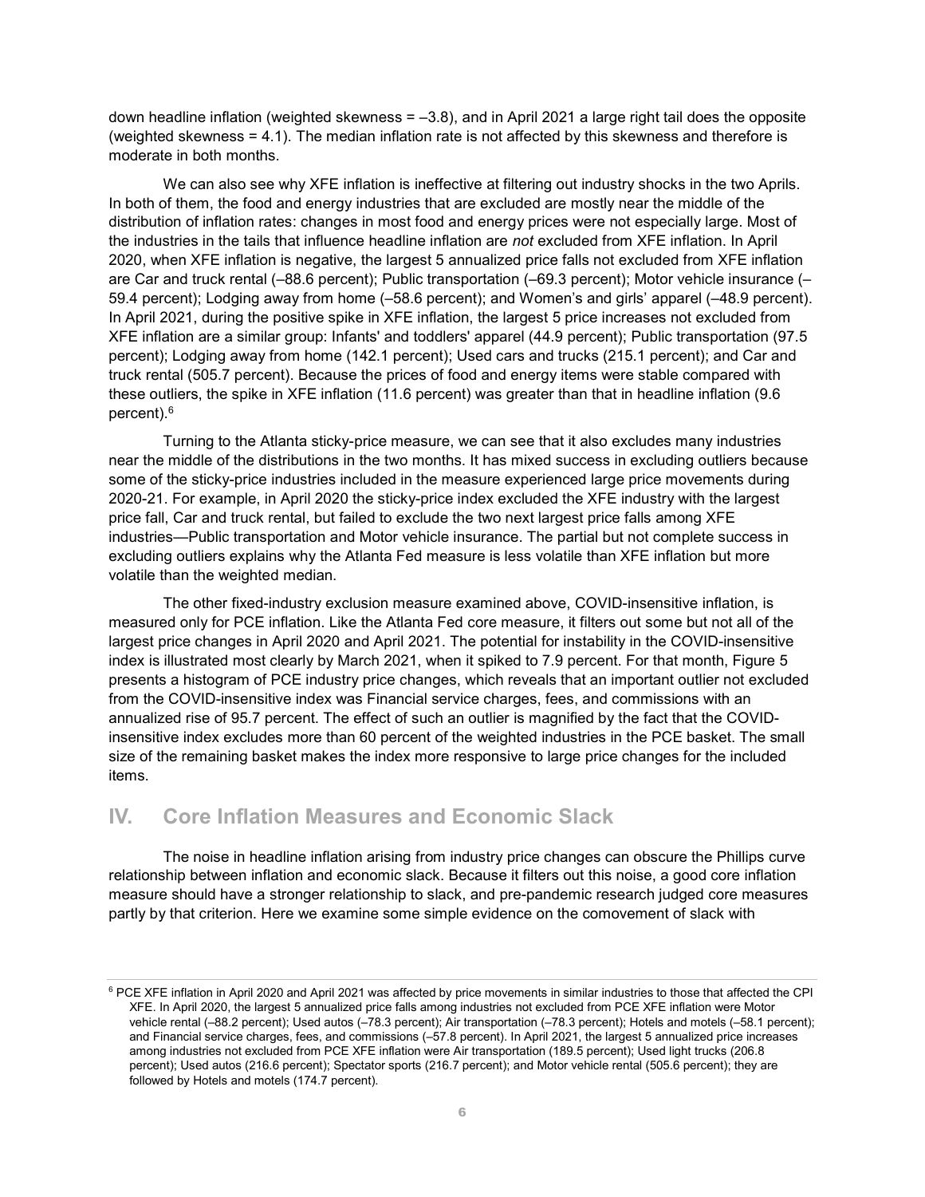down headline inflation (weighted skewness = –3.8), and in April 2021 a large right tail does the opposite (weighted skewness = 4.1). The median inflation rate is not affected by this skewness and therefore is moderate in both months.

We can also see why XFE inflation is ineffective at filtering out industry shocks in the two Aprils. In both of them, the food and energy industries that are excluded are mostly near the middle of the distribution of inflation rates: changes in most food and energy prices were not especially large. Most of the industries in the tails that influence headline inflation are *not* excluded from XFE inflation. In April 2020, when XFE inflation is negative, the largest 5 annualized price falls not excluded from XFE inflation are Car and truck rental (–88.6 percent); Public transportation (–69.3 percent); Motor vehicle insurance (–59.4 percent); Lodging away from home (–58.6 percent); and Women's and girls' apparel (–48.9 percent). In April 2021, during the positive spike in XFE inflation, the largest 5 price increases not excluded from XFE inflation are a similar group: Infants' and toddlers' apparel (44.9 percent); Public transportation (97.5 percent); Lodging away from home (142.1 percent); Used cars and trucks (215.1 percent); and Car and truck rental (505.7 percent). Because the prices of food and energy items were stable compared with these outliers, the spike in XFE inflation (11.6 percent) was greater than that in headline inflation (9.6 percent).[6]

Turning to the Atlanta sticky-price measure, we can see that it also excludes many industries near the middle of the distributions in the two months. It has mixed success in excluding outliers because some of the sticky-price industries included in the measure experienced large price movements during 2020-21. For example, in April 2020 the sticky-price index excluded the XFE industry with the largest price fall, Car and truck rental, but failed to exclude the two next largest price falls among XFE industries—Public transportation and Motor vehicle insurance. The partial but not complete success in excluding outliers explains why the Atlanta Fed measure is less volatile than XFE inflation but more volatile than the weighted median.

The other fixed-industry exclusion measure examined above, COVID-insensitive inflation, is measured only for PCE inflation. Like the Atlanta Fed core measure, it filters out some but not all of the largest price changes in April 2020 and April 2021. The potential for instability in the COVID-insensitive index is illustrated most clearly by March 2021, when it spiked to 7.9 percent. For that month, Figure 5 presents a histogram of PCE industry price changes, which reveals that an important outlier not excluded from the COVID-insensitive index was Financial service charges, fees, and commissions with an annualized rise of 95.7 percent. The effect of such an outlier is magnified by the fact that the COVID-insensitive index excludes more than 60 percent of the weighted industries in the PCE basket. The small size of the remaining basket makes the index more responsive to large price changes for the included items.

## IV. Core Inflation Measures and Economic Slack

The noise in headline inflation arising from industry price changes can obscure the Phillips curve relationship between inflation and economic slack. Because it filters out this noise, a good core inflation measure should have a stronger relationship to slack, and pre-pandemic research judged core measures partly by that criterion. Here we examine some simple evidence on the comovement of slack with

[6] PCE XFE inflation in April 2020 and April 2021 was affected by price movements in similar industries to those that affected the CPI XFE. In April 2020, the largest 5 annualized price falls among industries not excluded from PCE XFE inflation were Motor vehicle rental (–88.2 percent); Used autos (–78.3 percent); Air transportation (–78.3 percent); Hotels and motels (–58.1 percent); and Financial service charges, fees, and commissions (–57.8 percent). In April 2021, the largest 5 annualized price increases among industries not excluded from PCE XFE inflation were Air transportation (189.5 percent); Used light trucks (206.8 percent); Used autos (216.6 percent); Spectator sports (216.7 percent); and Motor vehicle rental (505.6 percent); they are followed by Hotels and motels (174.7 percent).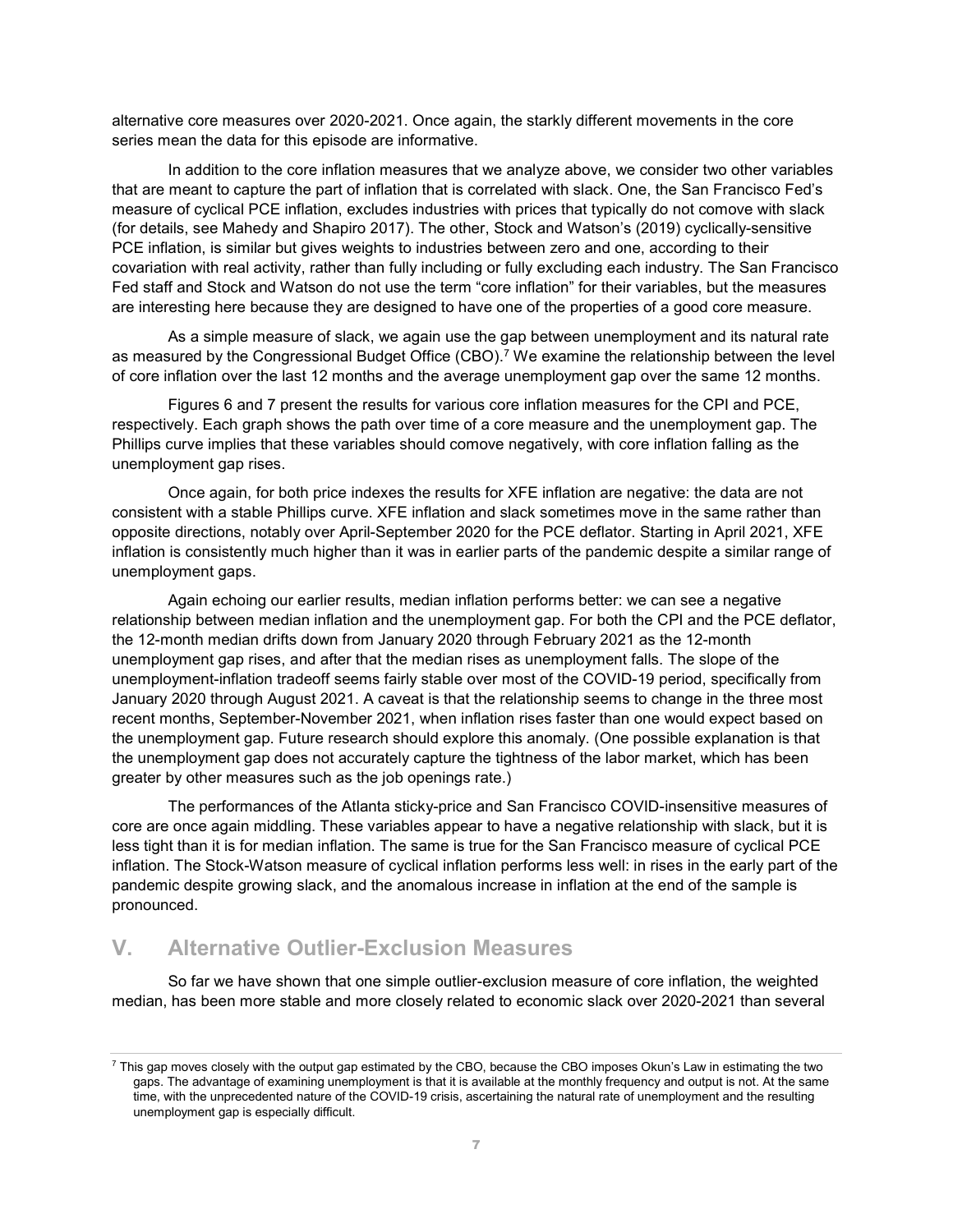alternative core measures over 2020-2021. Once again, the starkly different movements in the core series mean the data for this episode are informative.

In addition to the core inflation measures that we analyze above, we consider two other variables that are meant to capture the part of inflation that is correlated with slack. One, the San Francisco Fed's measure of cyclical PCE inflation, excludes industries with prices that typically do not comove with slack (for details, see Mahedy and Shapiro 2017). The other, Stock and Watson's (2019) cyclically-sensitive PCE inflation, is similar but gives weights to industries between zero and one, according to their covariation with real activity, rather than fully including or fully excluding each industry. The San Francisco Fed staff and Stock and Watson do not use the term "core inflation" for their variables, but the measures are interesting here because they are designed to have one of the properties of a good core measure.

As a simple measure of slack, we again use the gap between unemployment and its natural rate as measured by the Congressional Budget Office (CBO).[7] We examine the relationship between the level of core inflation over the last 12 months and the average unemployment gap over the same 12 months.

Figures 6 and 7 present the results for various core inflation measures for the CPI and PCE, respectively. Each graph shows the path over time of a core measure and the unemployment gap. The Phillips curve implies that these variables should comove negatively, with core inflation falling as the unemployment gap rises.

Once again, for both price indexes the results for XFE inflation are negative: the data are not consistent with a stable Phillips curve. XFE inflation and slack sometimes move in the same rather than opposite directions, notably over April-September 2020 for the PCE deflator. Starting in April 2021, XFE inflation is consistently much higher than it was in earlier parts of the pandemic despite a similar range of unemployment gaps.

Again echoing our earlier results, median inflation performs better: we can see a negative relationship between median inflation and the unemployment gap. For both the CPI and the PCE deflator, the 12-month median drifts down from January 2020 through February 2021 as the 12-month unemployment gap rises, and after that the median rises as unemployment falls. The slope of the unemployment-inflation tradeoff seems fairly stable over most of the COVID-19 period, specifically from January 2020 through August 2021. A caveat is that the relationship seems to change in the three most recent months, September-November 2021, when inflation rises faster than one would expect based on the unemployment gap. Future research should explore this anomaly. (One possible explanation is that the unemployment gap does not accurately capture the tightness of the labor market, which has been greater by other measures such as the job openings rate.)

The performances of the Atlanta sticky-price and San Francisco COVID-insensitive measures of core are once again middling. These variables appear to have a negative relationship with slack, but it is less tight than it is for median inflation. The same is true for the San Francisco measure of cyclical PCE inflation. The Stock-Watson measure of cyclical inflation performs less well: in rises in the early part of the pandemic despite growing slack, and the anomalous increase in inflation at the end of the sample is pronounced.

## V. Alternative Outlier-Exclusion Measures

So far we have shown that one simple outlier-exclusion measure of core inflation, the weighted median, has been more stable and more closely related to economic slack over 2020-2021 than several

[7] This gap moves closely with the output gap estimated by the CBO, because the CBO imposes Okun's Law in estimating the two gaps. The advantage of examining unemployment is that it is available at the monthly frequency and output is not. At the same time, with the unprecedented nature of the COVID-19 crisis, ascertaining the natural rate of unemployment and the resulting unemployment gap is especially difficult.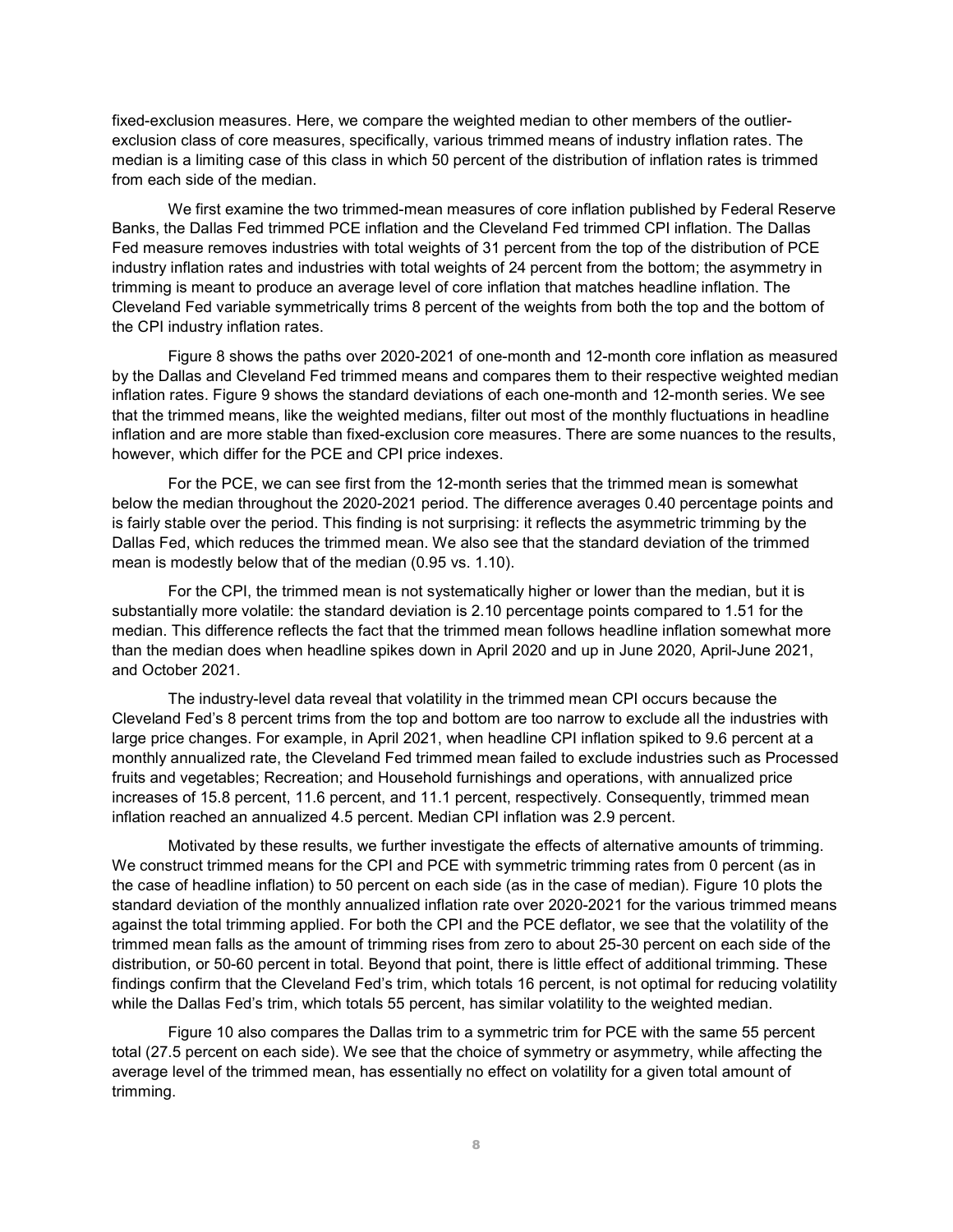fixed-exclusion measures. Here, we compare the weighted median to other members of the outlier-exclusion class of core measures, specifically, various trimmed means of industry inflation rates. The median is a limiting case of this class in which 50 percent of the distribution of inflation rates is trimmed from each side of the median.

We first examine the two trimmed-mean measures of core inflation published by Federal Reserve Banks, the Dallas Fed trimmed PCE inflation and the Cleveland Fed trimmed CPI inflation. The Dallas Fed measure removes industries with total weights of 31 percent from the top of the distribution of PCE industry inflation rates and industries with total weights of 24 percent from the bottom; the asymmetry in trimming is meant to produce an average level of core inflation that matches headline inflation. The Cleveland Fed variable symmetrically trims 8 percent of the weights from both the top and the bottom of the CPI industry inflation rates.

Figure 8 shows the paths over 2020-2021 of one-month and 12-month core inflation as measured by the Dallas and Cleveland Fed trimmed means and compares them to their respective weighted median inflation rates. Figure 9 shows the standard deviations of each one-month and 12-month series. We see that the trimmed means, like the weighted medians, filter out most of the monthly fluctuations in headline inflation and are more stable than fixed-exclusion core measures. There are some nuances to the results, however, which differ for the PCE and CPI price indexes.

For the PCE, we can see first from the 12-month series that the trimmed mean is somewhat below the median throughout the 2020-2021 period. The difference averages 0.40 percentage points and is fairly stable over the period. This finding is not surprising: it reflects the asymmetric trimming by the Dallas Fed, which reduces the trimmed mean. We also see that the standard deviation of the trimmed mean is modestly below that of the median (0.95 vs. 1.10).

For the CPI, the trimmed mean is not systematically higher or lower than the median, but it is substantially more volatile: the standard deviation is 2.10 percentage points compared to 1.51 for the median. This difference reflects the fact that the trimmed mean follows headline inflation somewhat more than the median does when headline spikes down in April 2020 and up in June 2020, April-June 2021, and October 2021.

The industry-level data reveal that volatility in the trimmed mean CPI occurs because the Cleveland Fed's 8 percent trims from the top and bottom are too narrow to exclude all the industries with large price changes. For example, in April 2021, when headline CPI inflation spiked to 9.6 percent at a monthly annualized rate, the Cleveland Fed trimmed mean failed to exclude industries such as Processed fruits and vegetables; Recreation; and Household furnishings and operations, with annualized price increases of 15.8 percent, 11.6 percent, and 11.1 percent, respectively. Consequently, trimmed mean inflation reached an annualized 4.5 percent. Median CPI inflation was 2.9 percent.

Motivated by these results, we further investigate the effects of alternative amounts of trimming. We construct trimmed means for the CPI and PCE with symmetric trimming rates from 0 percent (as in the case of headline inflation) to 50 percent on each side (as in the case of median). Figure 10 plots the standard deviation of the monthly annualized inflation rate over 2020-2021 for the various trimmed means against the total trimming applied. For both the CPI and the PCE deflator, we see that the volatility of the trimmed mean falls as the amount of trimming rises from zero to about 25-30 percent on each side of the distribution, or 50-60 percent in total. Beyond that point, there is little effect of additional trimming. These findings confirm that the Cleveland Fed's trim, which totals 16 percent, is not optimal for reducing volatility while the Dallas Fed's trim, which totals 55 percent, has similar volatility to the weighted median.

Figure 10 also compares the Dallas trim to a symmetric trim for PCE with the same 55 percent total (27.5 percent on each side). We see that the choice of symmetry or asymmetry, while affecting the average level of the trimmed mean, has essentially no effect on volatility for a given total amount of trimming.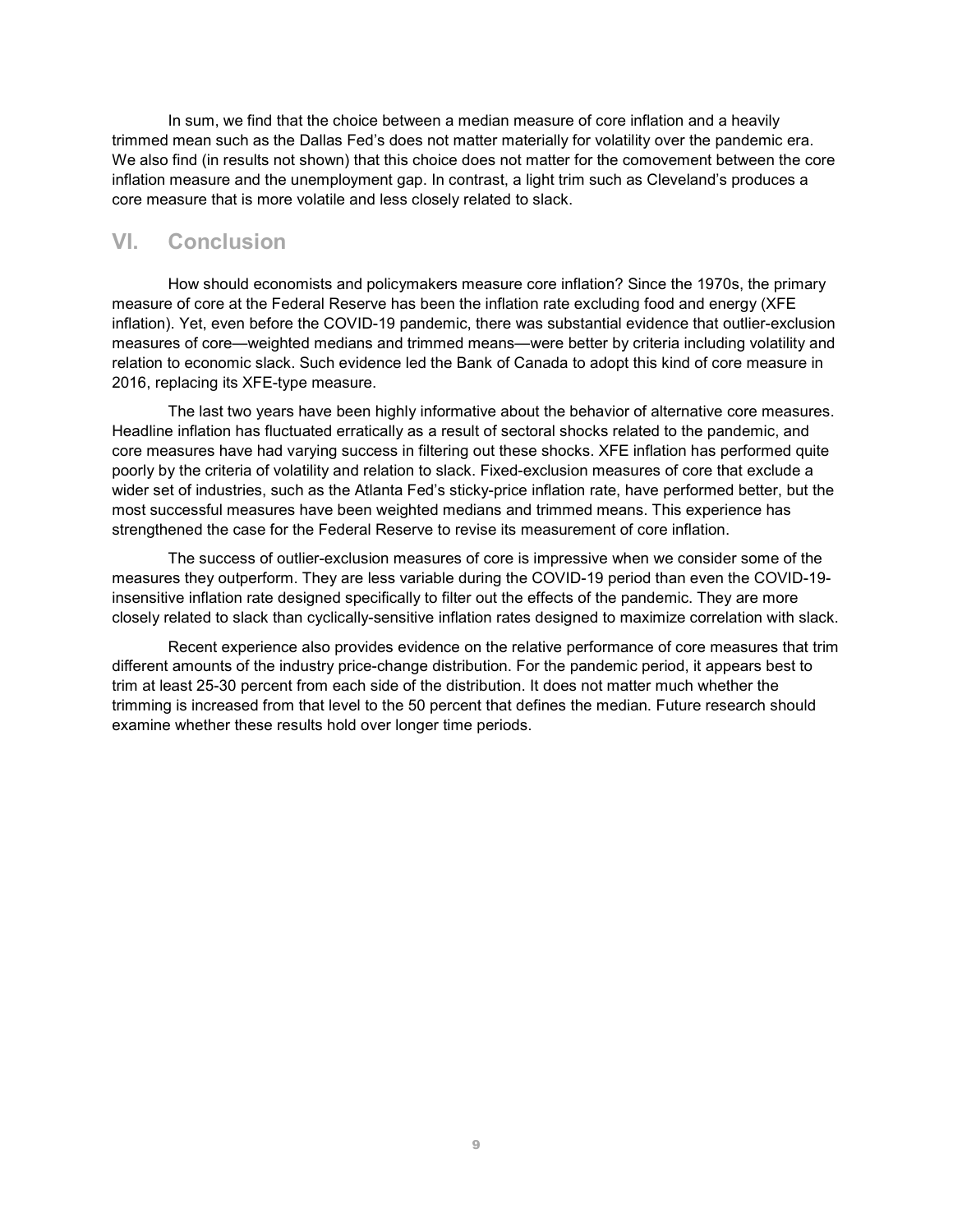In sum, we find that the choice between a median measure of core inflation and a heavily trimmed mean such as the Dallas Fed's does not matter materially for volatility over the pandemic era. We also find (in results not shown) that this choice does not matter for the comovement between the core inflation measure and the unemployment gap. In contrast, a light trim such as Cleveland's produces a core measure that is more volatile and less closely related to slack.

## VI. Conclusion

How should economists and policymakers measure core inflation? Since the 1970s, the primary measure of core at the Federal Reserve has been the inflation rate excluding food and energy (XFE inflation). Yet, even before the COVID-19 pandemic, there was substantial evidence that outlier-exclusion measures of core—weighted medians and trimmed means—were better by criteria including volatility and relation to economic slack. Such evidence led the Bank of Canada to adopt this kind of core measure in 2016, replacing its XFE-type measure.

The last two years have been highly informative about the behavior of alternative core measures. Headline inflation has fluctuated erratically as a result of sectoral shocks related to the pandemic, and core measures have had varying success in filtering out these shocks. XFE inflation has performed quite poorly by the criteria of volatility and relation to slack. Fixed-exclusion measures of core that exclude a wider set of industries, such as the Atlanta Fed's sticky-price inflation rate, have performed better, but the most successful measures have been weighted medians and trimmed means. This experience has strengthened the case for the Federal Reserve to revise its measurement of core inflation.

The success of outlier-exclusion measures of core is impressive when we consider some of the measures they outperform. They are less variable during the COVID-19 period than even the COVID-19-insensitive inflation rate designed specifically to filter out the effects of the pandemic. They are more closely related to slack than cyclically-sensitive inflation rates designed to maximize correlation with slack.

Recent experience also provides evidence on the relative performance of core measures that trim different amounts of the industry price-change distribution. For the pandemic period, it appears best to trim at least 25-30 percent from each side of the distribution. It does not matter much whether the trimming is increased from that level to the 50 percent that defines the median. Future research should examine whether these results hold over longer time periods.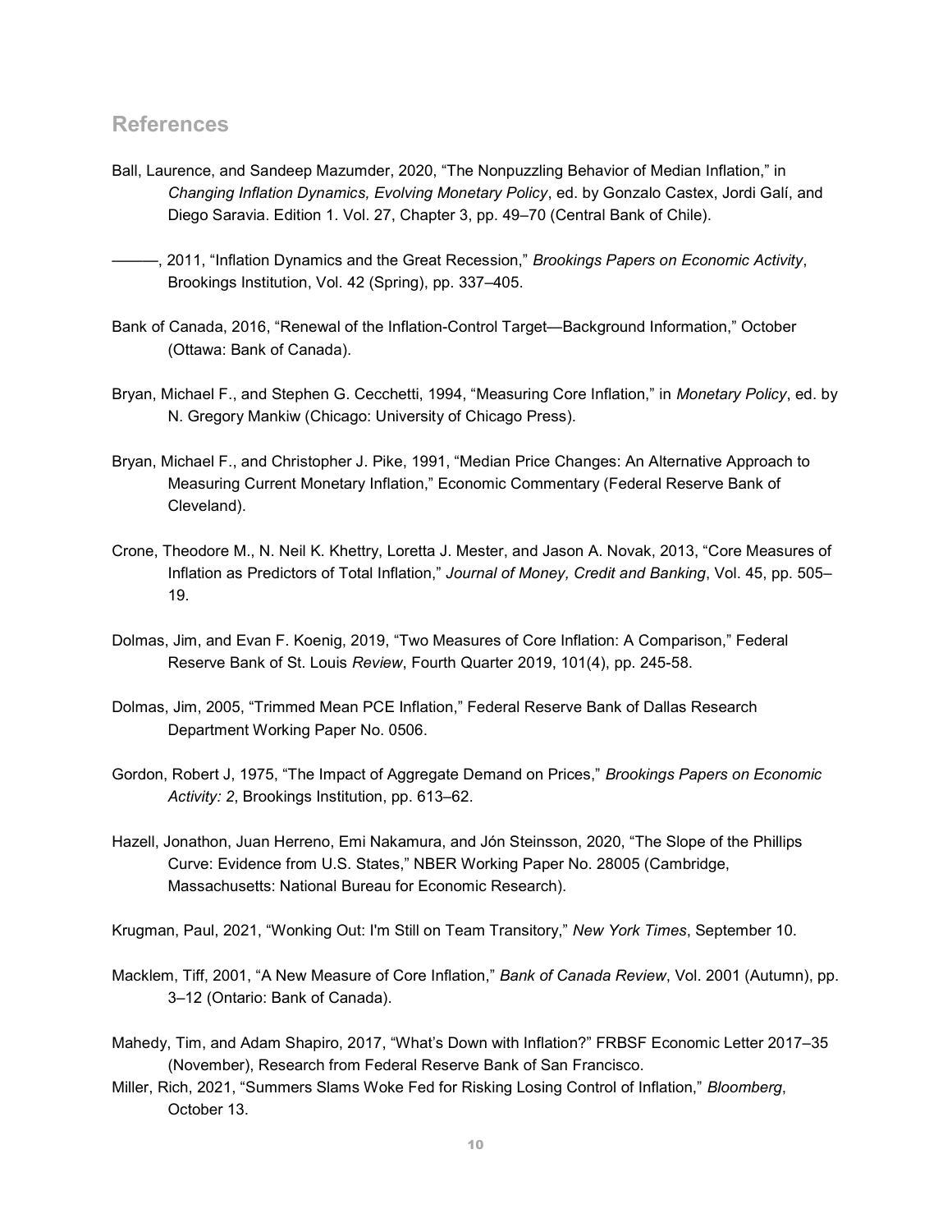## References

Ball, Laurence, and Sandeep Mazumder, 2020, "The Nonpuzzling Behavior of Median Inflation," in *Changing Inflation Dynamics, Evolving Monetary Policy*, ed. by Gonzalo Castex, Jordi Galí, and Diego Saravia. Edition 1. Vol. 27, Chapter 3, pp. 49–70 (Central Bank of Chile).

———, 2011, "Inflation Dynamics and the Great Recession," *Brookings Papers on Economic Activity*, Brookings Institution, Vol. 42 (Spring), pp. 337–405.

Bank of Canada, 2016, "Renewal of the Inflation-Control Target—Background Information," October (Ottawa: Bank of Canada).

Bryan, Michael F., and Stephen G. Cecchetti, 1994, "Measuring Core Inflation," in *Monetary Policy*, ed. by N. Gregory Mankiw (Chicago: University of Chicago Press).

Bryan, Michael F., and Christopher J. Pike, 1991, "Median Price Changes: An Alternative Approach to Measuring Current Monetary Inflation," Economic Commentary (Federal Reserve Bank of Cleveland).

Crone, Theodore M., N. Neil K. Khettry, Loretta J. Mester, and Jason A. Novak, 2013, "Core Measures of Inflation as Predictors of Total Inflation," *Journal of Money, Credit and Banking*, Vol. 45, pp. 505–19.

Dolmas, Jim, and Evan F. Koenig, 2019, "Two Measures of Core Inflation: A Comparison," Federal Reserve Bank of St. Louis *Review*, Fourth Quarter 2019, 101(4), pp. 245-58.

Dolmas, Jim, 2005, "Trimmed Mean PCE Inflation," Federal Reserve Bank of Dallas Research Department Working Paper No. 0506.

Gordon, Robert J, 1975, "The Impact of Aggregate Demand on Prices," *Brookings Papers on Economic Activity: 2*, Brookings Institution, pp. 613–62.

Hazell, Jonathon, Juan Herreno, Emi Nakamura, and Jón Steinsson, 2020, "The Slope of the Phillips Curve: Evidence from U.S. States," NBER Working Paper No. 28005 (Cambridge, Massachusetts: National Bureau for Economic Research).

Krugman, Paul, 2021, "Wonking Out: I'm Still on Team Transitory," *New York Times*, September 10.

Macklem, Tiff, 2001, "A New Measure of Core Inflation," *Bank of Canada Review*, Vol. 2001 (Autumn), pp. 3–12 (Ontario: Bank of Canada).

Mahedy, Tim, and Adam Shapiro, 2017, "What's Down with Inflation?" FRBSF Economic Letter 2017–35 (November), Research from Federal Reserve Bank of San Francisco.

Miller, Rich, 2021, "Summers Slams Woke Fed for Risking Losing Control of Inflation," *Bloomberg*, October 13.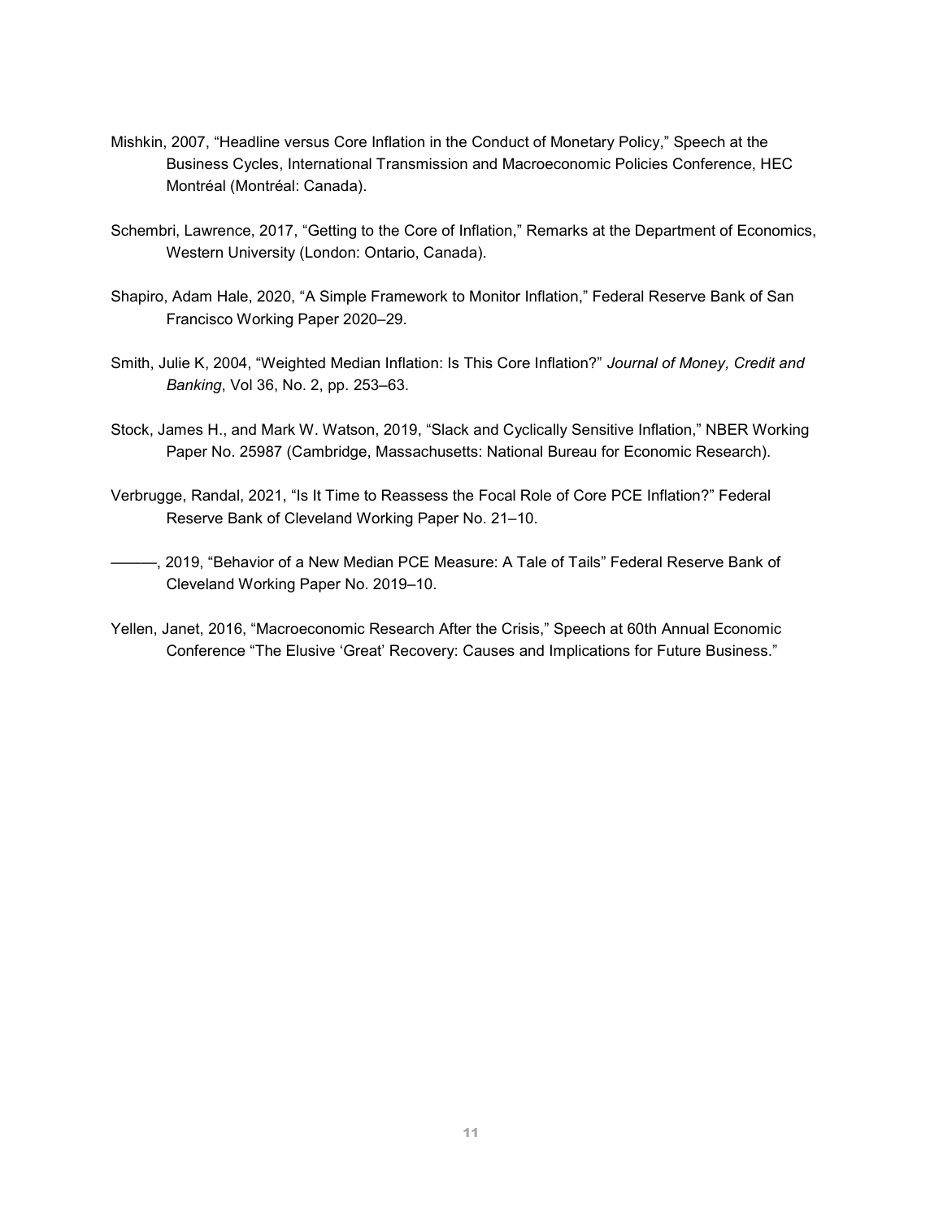Mishkin, 2007, “Headline versus Core Inflation in the Conduct of Monetary Policy,” Speech at the Business Cycles, International Transmission and Macroeconomic Policies Conference, HEC Montréal (Montréal: Canada).

Schembri, Lawrence, 2017, “Getting to the Core of Inflation,” Remarks at the Department of Economics, Western University (London: Ontario, Canada).

Shapiro, Adam Hale, 2020, “A Simple Framework to Monitor Inflation,” Federal Reserve Bank of San Francisco Working Paper 2020–29.

Smith, Julie K, 2004, “Weighted Median Inflation: Is This Core Inflation?” *Journal of Money, Credit and Banking*, Vol 36, No. 2, pp. 253–63.

Stock, James H., and Mark W. Watson, 2019, “Slack and Cyclically Sensitive Inflation,” NBER Working Paper No. 25987 (Cambridge, Massachusetts: National Bureau for Economic Research).

Verbrugge, Randal, 2021, “Is It Time to Reassess the Focal Role of Core PCE Inflation?” Federal Reserve Bank of Cleveland Working Paper No. 21–10.

———, 2019, “Behavior of a New Median PCE Measure: A Tale of Tails” Federal Reserve Bank of Cleveland Working Paper No. 2019–10.

Yellen, Janet, 2016, “Macroeconomic Research After the Crisis,” Speech at 60th Annual Economic Conference “The Elusive ‘Great’ Recovery: Causes and Implications for Future Business.”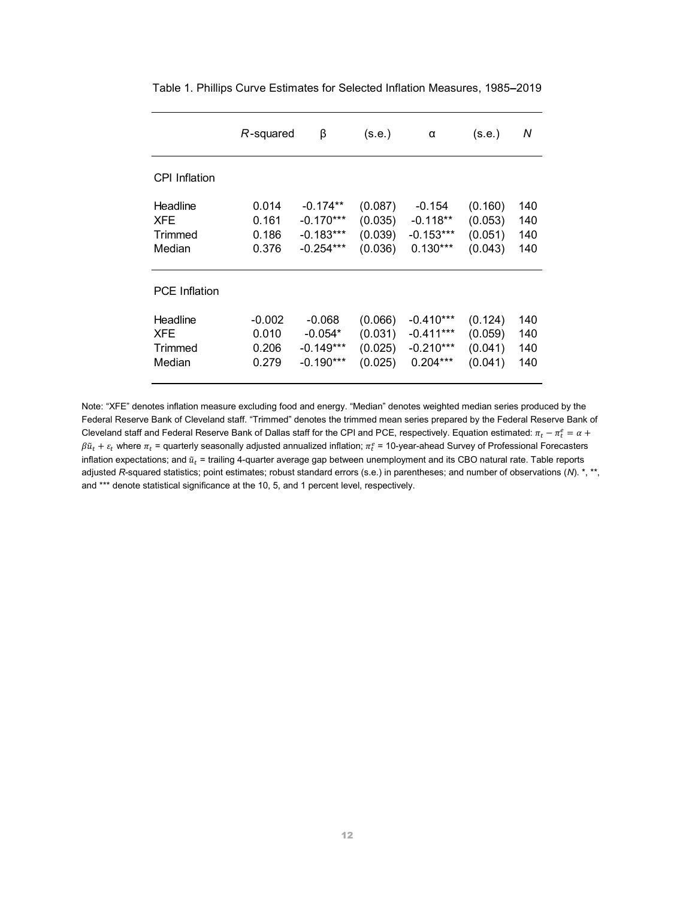Table 1. Phillips Curve Estimates for Selected Inflation Measures, 1985–2019

| | *R*-squared | β | (s.e.) | α | (s.e.) | *N* |
|---|---|---|---|---|---|---|
| CPI Inflation | | | | | | |
| Headline | 0.014 | -0.174** | (0.087) | -0.154 | (0.160) | 140 |
| XFE | 0.161 | -0.170*** | (0.035) | -0.118** | (0.053) | 140 |
| Trimmed | 0.186 | -0.183*** | (0.039) | -0.153*** | (0.051) | 140 |
| Median | 0.376 | -0.254*** | (0.036) | 0.130*** | (0.043) | 140 |
| PCE Inflation | | | | | | |
| Headline | -0.002 | -0.068 | (0.066) | -0.410*** | (0.124) | 140 |
| XFE | 0.010 | -0.054* | (0.031) | -0.411*** | (0.059) | 140 |
| Trimmed | 0.206 | -0.149*** | (0.025) | -0.210*** | (0.041) | 140 |
| Median | 0.279 | -0.190*** | (0.025) | 0.204*** | (0.041) | 140 |

Note: "XFE" denotes inflation measure excluding food and energy. "Median" denotes weighted median series produced by the Federal Reserve Bank of Cleveland staff. "Trimmed" denotes the trimmed mean series prepared by the Federal Reserve Bank of Cleveland staff and Federal Reserve Bank of Dallas staff for the CPI and PCE, respectively. Equation estimated: $\pi_t - \pi_t^e = \alpha + \beta\tilde{u}_t + \varepsilon_t$ where $\pi_t$ = quarterly seasonally adjusted annualized inflation; $\pi_t^e$ = 10-year-ahead Survey of Professional Forecasters inflation expectations; and $\tilde{u}_t$ = trailing 4-quarter average gap between unemployment and its CBO natural rate. Table reports adjusted *R*-squared statistics; point estimates; robust standard errors (s.e.) in parentheses; and number of observations (*N*). *, **, and *** denote statistical significance at the 10, 5, and 1 percent level, respectively.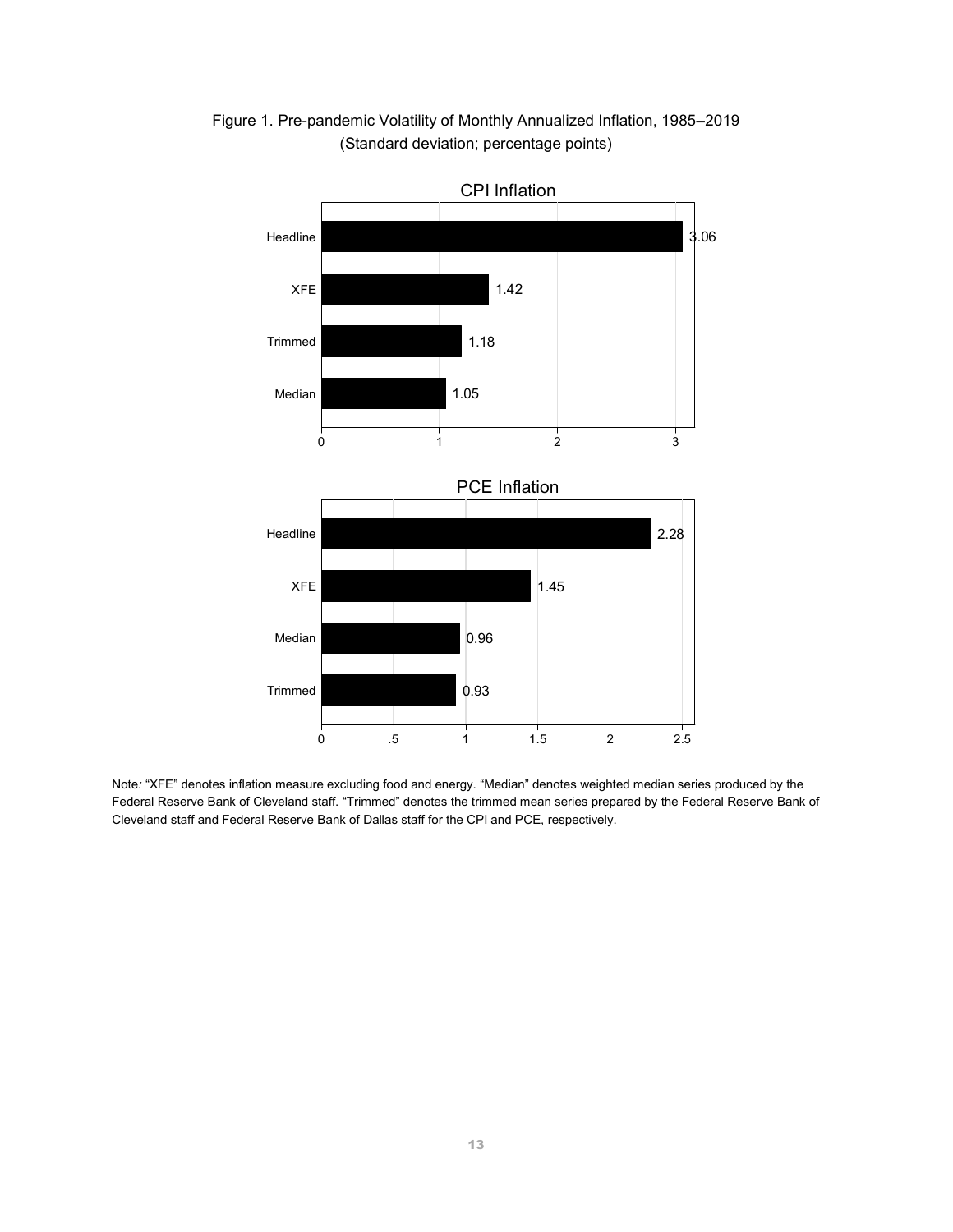Figure 1. Pre-pandemic Volatility of Monthly Annualized Inflation, 1985–2019
(Standard deviation; percentage points)

CPI Inflation

Headline 3.06

XFE 1.42

Trimmed 1.18

Median 1.05

0 1 2 3

PCE Inflation

Headline 2.28

XFE 1.45

Median 0.96

Trimmed 0.93

0 .5 1 1.5 2 2.5

Note: “XFE” denotes inflation measure excluding food and energy. “Median” denotes weighted median series produced by the Federal Reserve Bank of Cleveland staff. “Trimmed” denotes the trimmed mean series prepared by the Federal Reserve Bank of Cleveland staff and Federal Reserve Bank of Dallas staff for the CPI and PCE, respectively.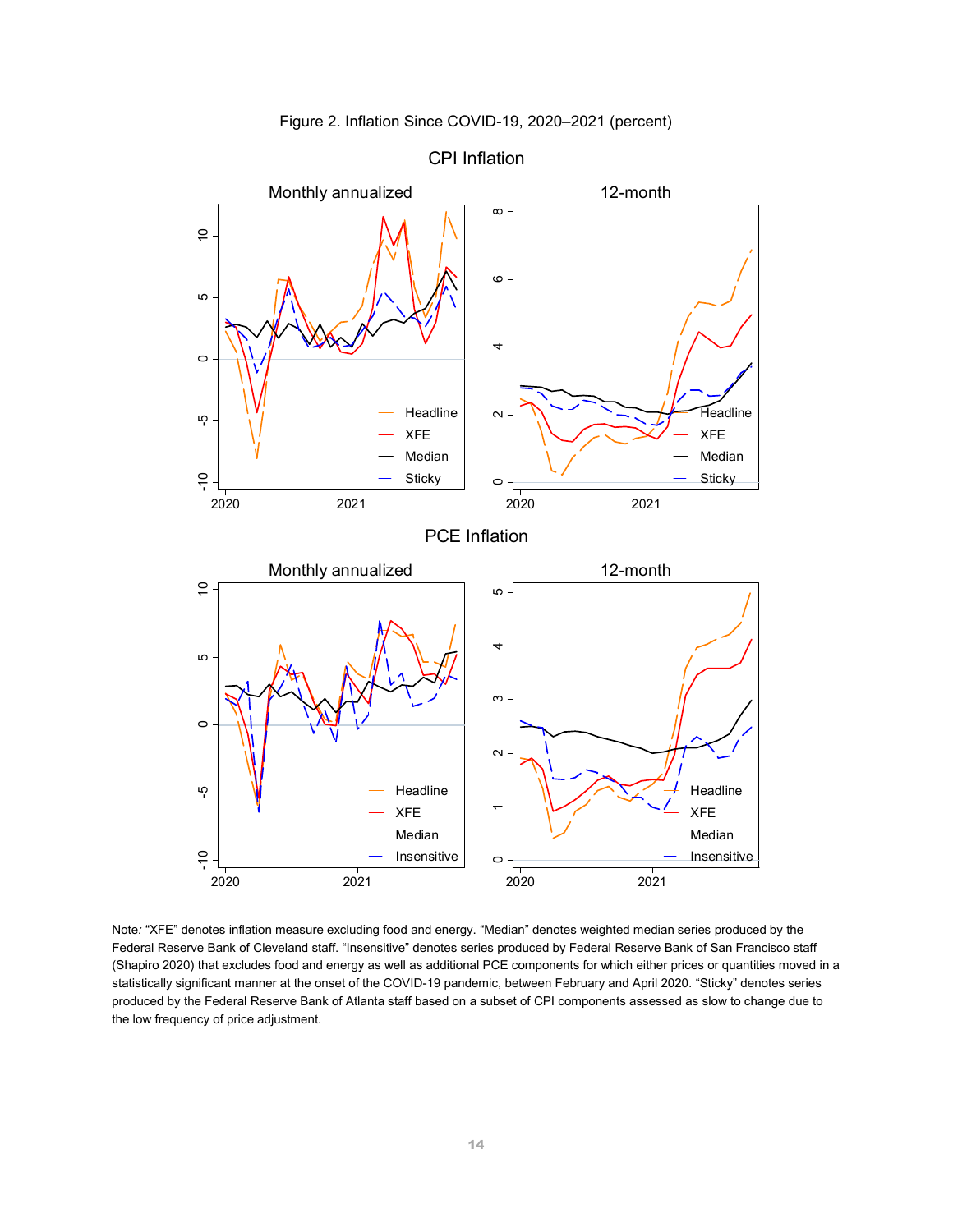Figure 2. Inflation Since COVID-19, 2020–2021 (percent)

CPI Inflation

Monthly annualized

10
5
0
-5
-10
2020
2021

Headline
XFE
Median
Sticky

12-month

8
6
4
2
0
2020
2021

Headline
XFE
Median
Sticky

PCE Inflation

Monthly annualized

10
5
0
-5
-10
2020
2021

Headline
XFE
Median
Insensitive

12-month

5
4
3
2
1
0
2020
2021

Headline
XFE
Median
Insensitive

Note: "XFE" denotes inflation measure excluding food and energy. "Median" denotes weighted median series produced by the Federal Reserve Bank of Cleveland staff. "Insensitive" denotes series produced by Federal Reserve Bank of San Francisco staff (Shapiro 2020) that excludes food and energy as well as additional PCE components for which either prices or quantities moved in a statistically significant manner at the onset of the COVID-19 pandemic, between February and April 2020. "Sticky" denotes series produced by the Federal Reserve Bank of Atlanta staff based on a subset of CPI components assessed as slow to change due to the low frequency of price adjustment.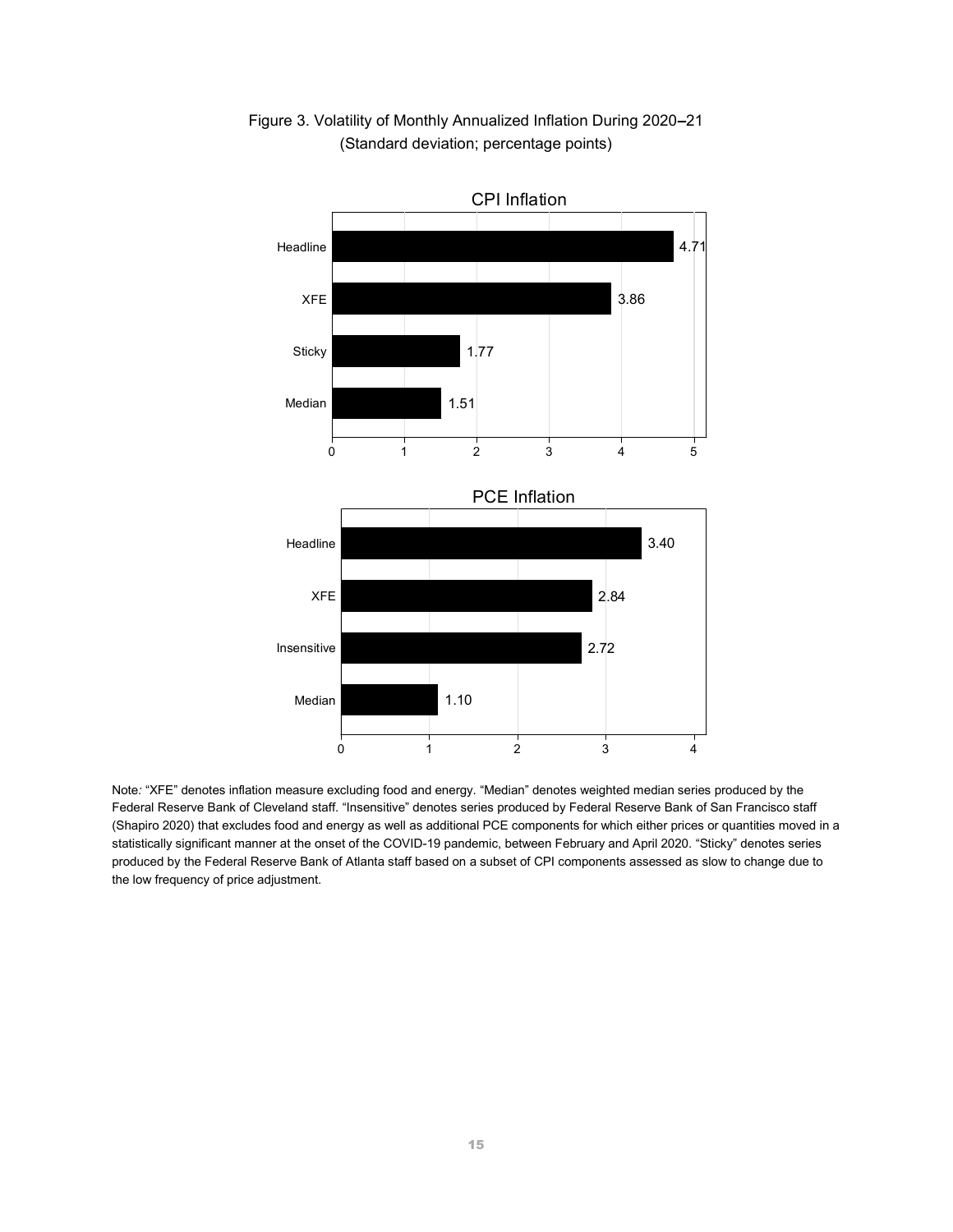Figure 3. Volatility of Monthly Annualized Inflation During 2020–21
(Standard deviation; percentage points)

CPI Inflation

Headline 4.71

XFE 3.86

Sticky 1.77

Median 1.51

0 1 2 3 4 5

PCE Inflation

Headline 3.40

XFE 2.84

Insensitive 2.72

Median 1.10

0 1 2 3 4

Note: "XFE" denotes inflation measure excluding food and energy. "Median" denotes weighted median series produced by the Federal Reserve Bank of Cleveland staff. "Insensitive" denotes series produced by Federal Reserve Bank of San Francisco staff (Shapiro 2020) that excludes food and energy as well as additional PCE components for which either prices or quantities moved in a statistically significant manner at the onset of the COVID-19 pandemic, between February and April 2020. "Sticky" denotes series produced by the Federal Reserve Bank of Atlanta staff based on a subset of CPI components assessed as slow to change due to the low frequency of price adjustment.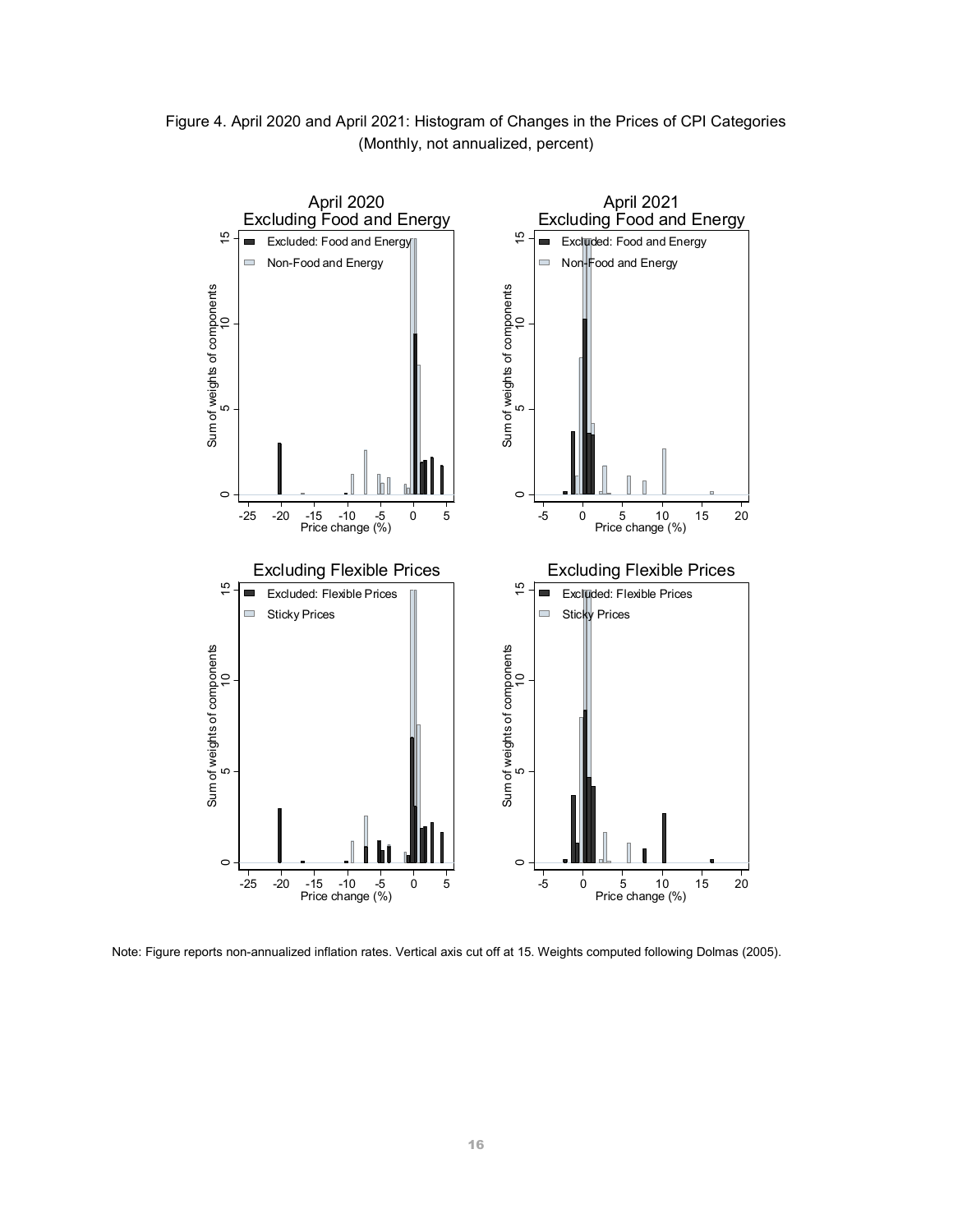Figure 4. April 2020 and April 2021: Histogram of Changes in the Prices of CPI Categories
(Monthly, not annualized, percent)

April 2020
Excluding Food and Energy

Excluded: Food and Energy
Non-Food and Energy

Sum of weights of components
0
5
10
15

-25 -20 -15 -10 -5 0 5
Price change (%)

April 2021
Excluding Food and Energy

Excluded: Food and Energy
Non-Food and Energy

Sum of weights of components
0
5
10
15

-5 0 5 10 15 20
Price change (%)

Excluding Flexible Prices

Excluded: Flexible Prices
Sticky Prices

Sum of weights of components
0
5
10
15

-25 -20 -15 -10 -5 0 5
Price change (%)

Excluding Flexible Prices

Excluded: Flexible Prices
Sticky Prices

Sum of weights of components
0
5
10
15

-5 0 5 10 15 20
Price change (%)

Note: Figure reports non-annualized inflation rates. Vertical axis cut off at 15. Weights computed following Dolmas (2005).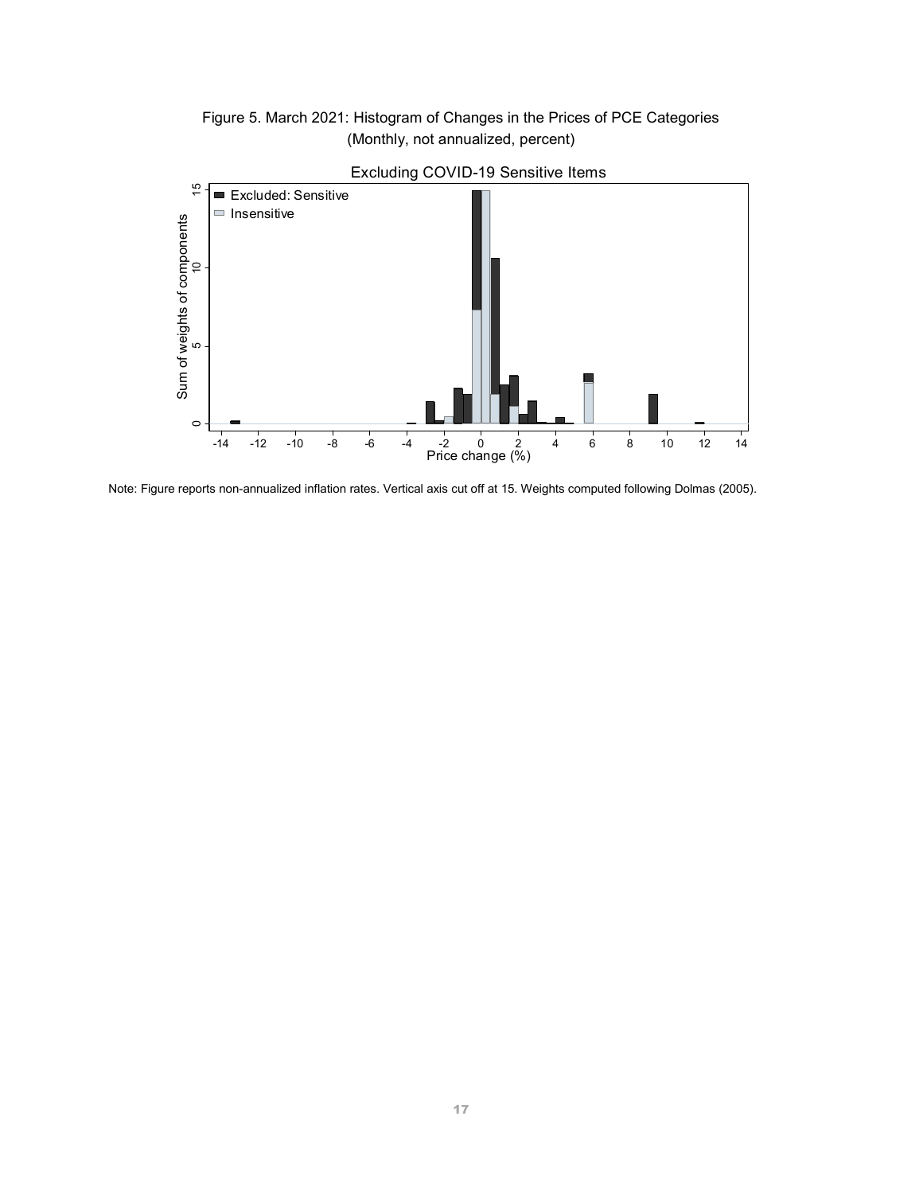Figure 5. March 2021: Histogram of Changes in the Prices of PCE Categories
(Monthly, not annualized, percent)

Excluding COVID-19 Sensitive Items

Excluded: Sensitive
Insensitive

Sum of weights of components

0
5
10
15

-14 -12 -10 -8 -6 -4 -2 0 2 4 6 8 10 12 14

Price change (%)

Note: Figure reports non-annualized inflation rates. Vertical axis cut off at 15. Weights computed following Dolmas (2005).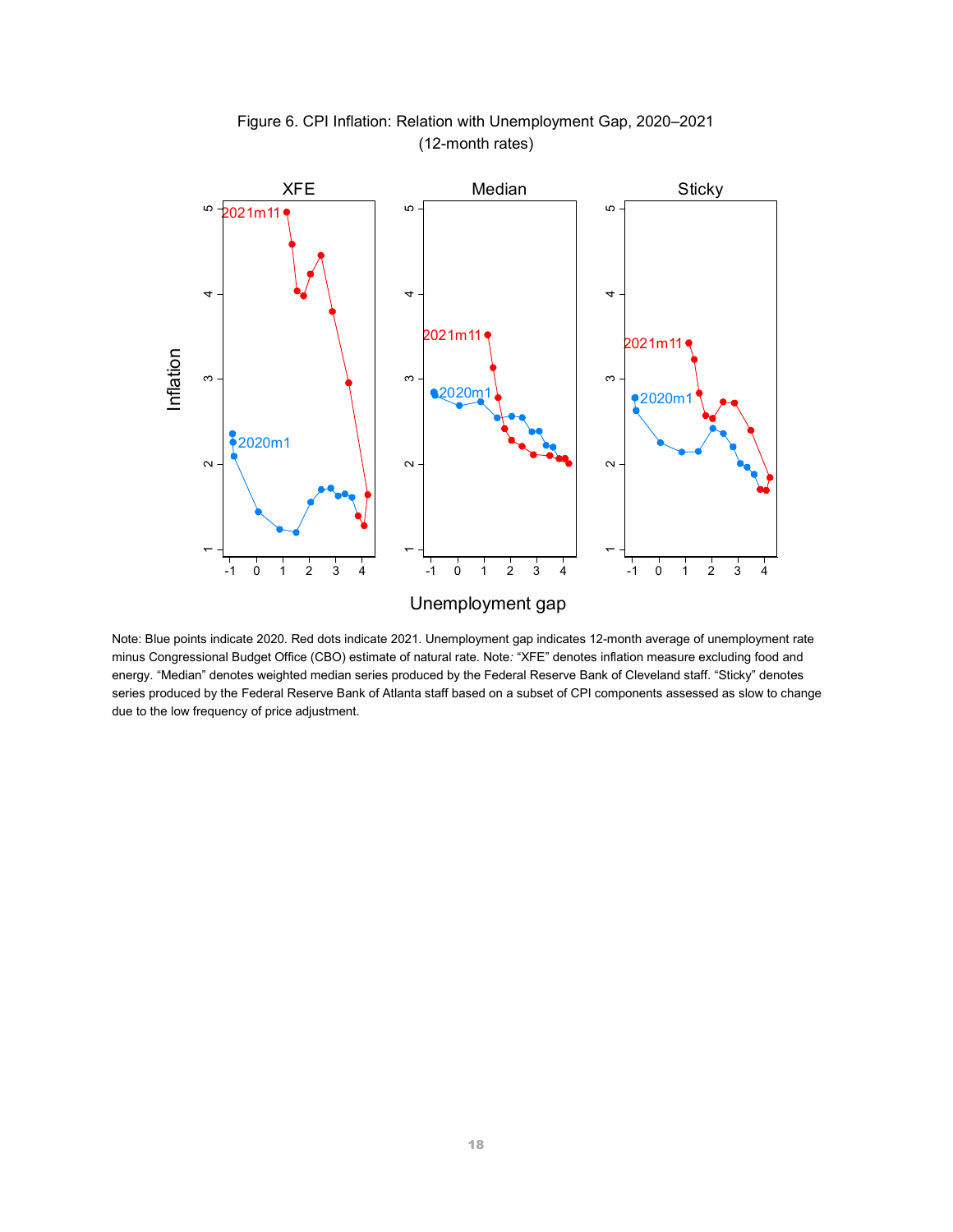Figure 6. CPI Inflation: Relation with Unemployment Gap, 2020–2021
(12-month rates)

XFE

Median

Sticky

Inflation

5
4
3
2
1

-1 0 1 2 3 4

2021m11

2020m1

Unemployment gap

Note: Blue points indicate 2020. Red dots indicate 2021. Unemployment gap indicates 12-month average of unemployment rate minus Congressional Budget Office (CBO) estimate of natural rate. Note*:* “XFE” denotes inflation measure excluding food and energy. “Median” denotes weighted median series produced by the Federal Reserve Bank of Cleveland staff. “Sticky” denotes series produced by the Federal Reserve Bank of Atlanta staff based on a subset of CPI components assessed as slow to change due to the low frequency of price adjustment.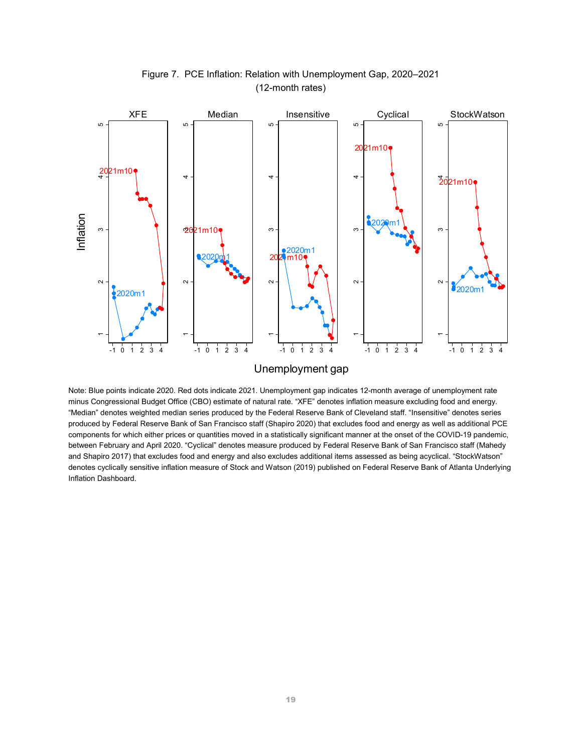Figure 7. PCE Inflation: Relation with Unemployment Gap, 2020–2021
(12-month rates)

XFE

Median

Insensitive

Cyclical

StockWatson

Inflation

2021m10

2020m1

Unemployment gap

Note: Blue points indicate 2020. Red dots indicate 2021. Unemployment gap indicates 12-month average of unemployment rate minus Congressional Budget Office (CBO) estimate of natural rate. “XFE” denotes inflation measure excluding food and energy. “Median” denotes weighted median series produced by the Federal Reserve Bank of Cleveland staff. “Insensitive” denotes series produced by Federal Reserve Bank of San Francisco staff (Shapiro 2020) that excludes food and energy as well as additional PCE components for which either prices or quantities moved in a statistically significant manner at the onset of the COVID-19 pandemic, between February and April 2020. “Cyclical” denotes measure produced by Federal Reserve Bank of San Francisco staff (Mahedy and Shapiro 2017) that excludes food and energy and also excludes additional items assessed as being acyclical. “StockWatson” denotes cyclically sensitive inflation measure of Stock and Watson (2019) published on Federal Reserve Bank of Atlanta Underlying Inflation Dashboard.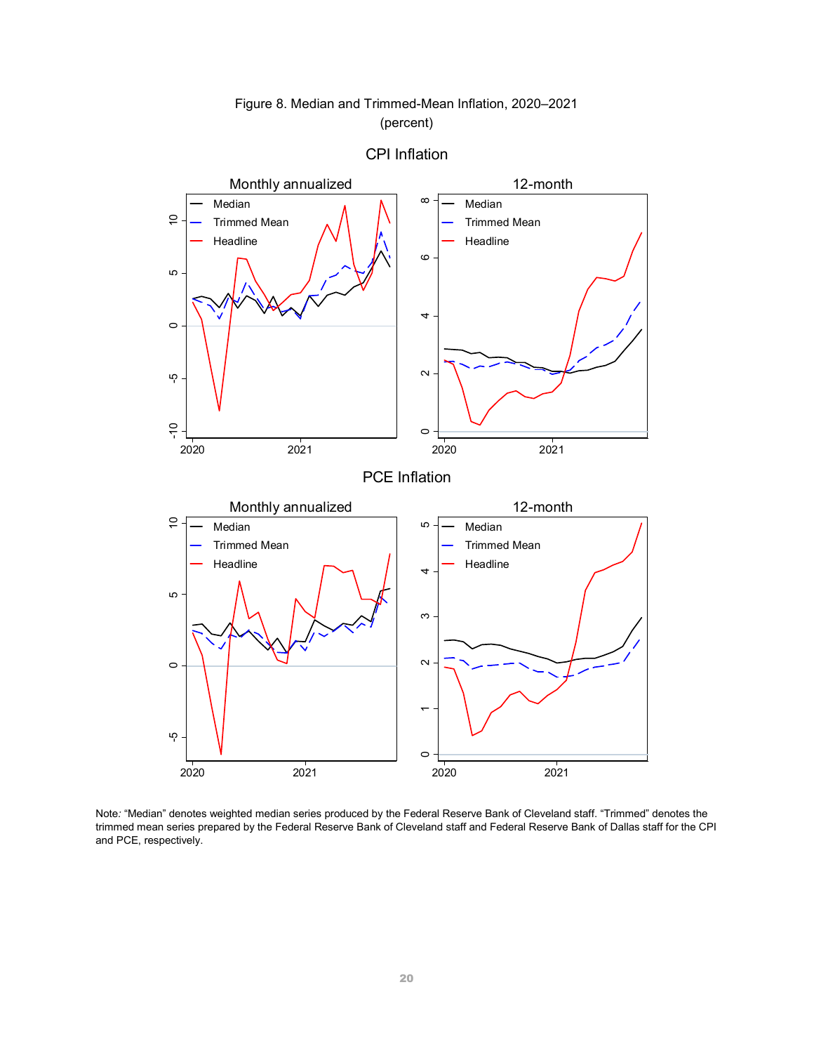Figure 8. Median and Trimmed-Mean Inflation, 2020–2021
(percent)

CPI Inflation

Monthly annualized

Median
Trimmed Mean
Headline

10
5
0
-5
-10

2020
2021

12-month

Median
Trimmed Mean
Headline

8
6
4
2
0

2020
2021

PCE Inflation

Monthly annualized

Median
Trimmed Mean
Headline

10
5
0
-5

2020
2021

12-month

Median
Trimmed Mean
Headline

5
4
3
2
1
0

2020
2021

Note: “Median” denotes weighted median series produced by the Federal Reserve Bank of Cleveland staff. “Trimmed” denotes the trimmed mean series prepared by the Federal Reserve Bank of Cleveland staff and Federal Reserve Bank of Dallas staff for the CPI and PCE, respectively.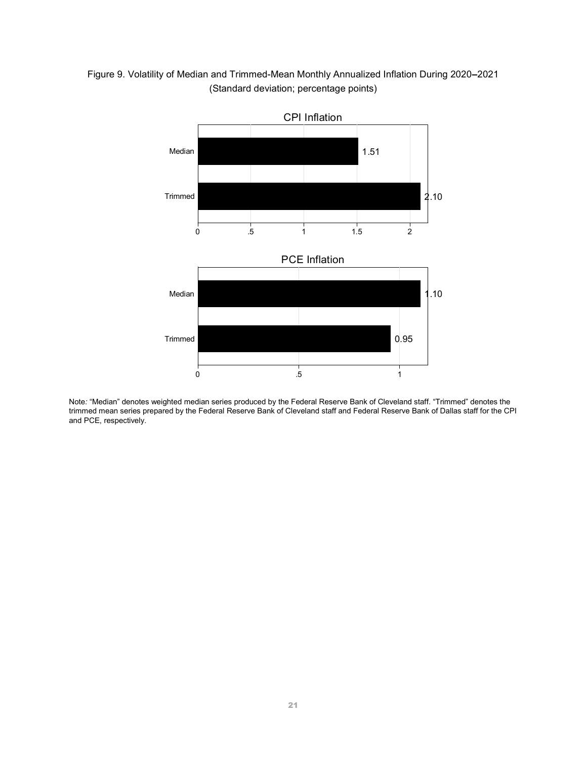Figure 9. Volatility of Median and Trimmed-Mean Monthly Annualized Inflation During 2020–2021
(Standard deviation; percentage points)

CPI Inflation

Median 1.51

Trimmed 2.10

0 .5 1 1.5 2

PCE Inflation

Median 1.10

Trimmed 0.95

0 .5 1

Note: "Median" denotes weighted median series produced by the Federal Reserve Bank of Cleveland staff. "Trimmed" denotes the trimmed mean series prepared by the Federal Reserve Bank of Cleveland staff and Federal Reserve Bank of Dallas staff for the CPI and PCE, respectively.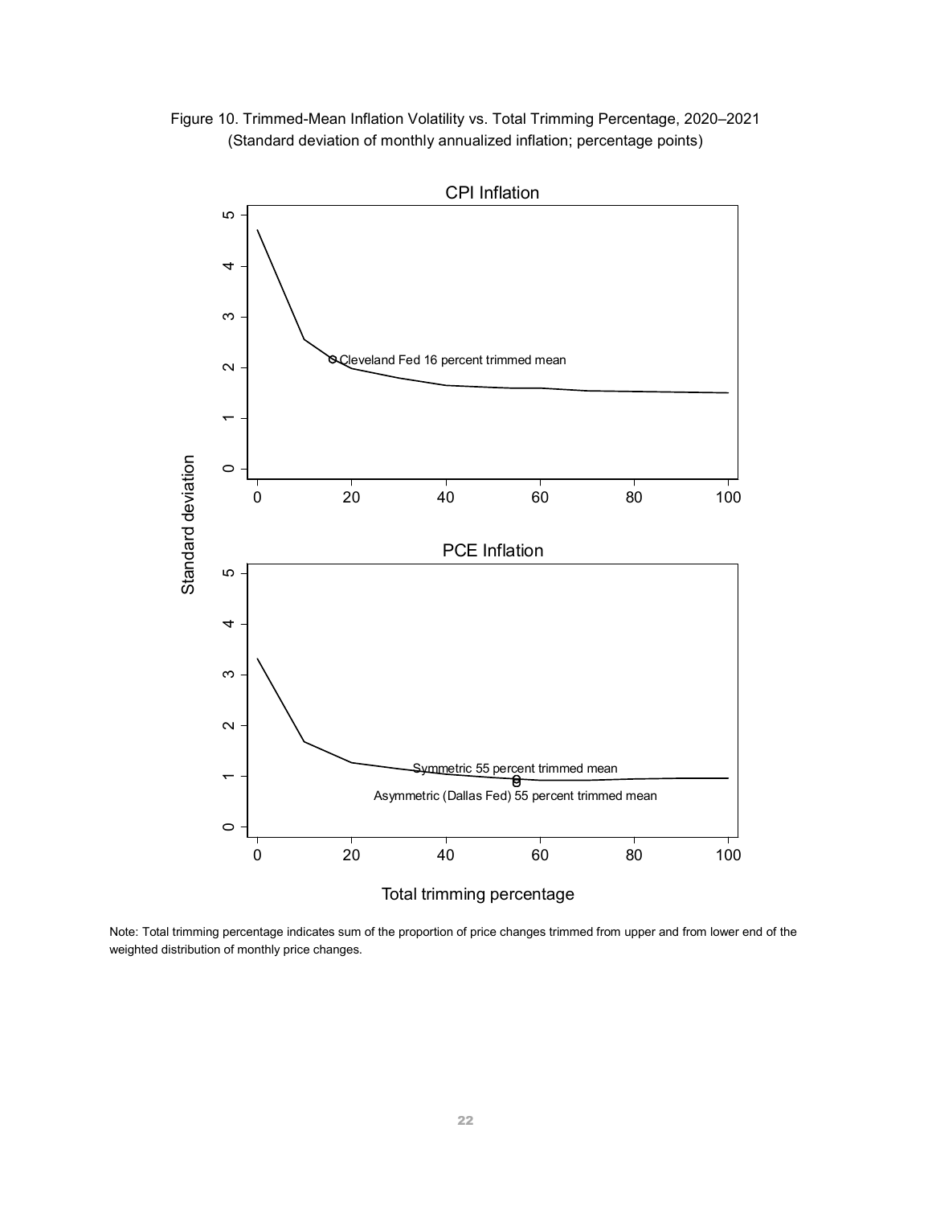Figure 10. Trimmed-Mean Inflation Volatility vs. Total Trimming Percentage, 2020–2021
(Standard deviation of monthly annualized inflation; percentage points)

CPI Inflation

Cleveland Fed 16 percent trimmed mean

PCE Inflation

Symmetric 55 percent trimmed mean

Asymmetric (Dallas Fed) 55 percent trimmed mean

Standard deviation

0
1
2
3
4
5

0
20
40
60
80
100

Total trimming percentage

Note: Total trimming percentage indicates sum of the proportion of price changes trimmed from upper and from lower end of the weighted distribution of monthly price changes.